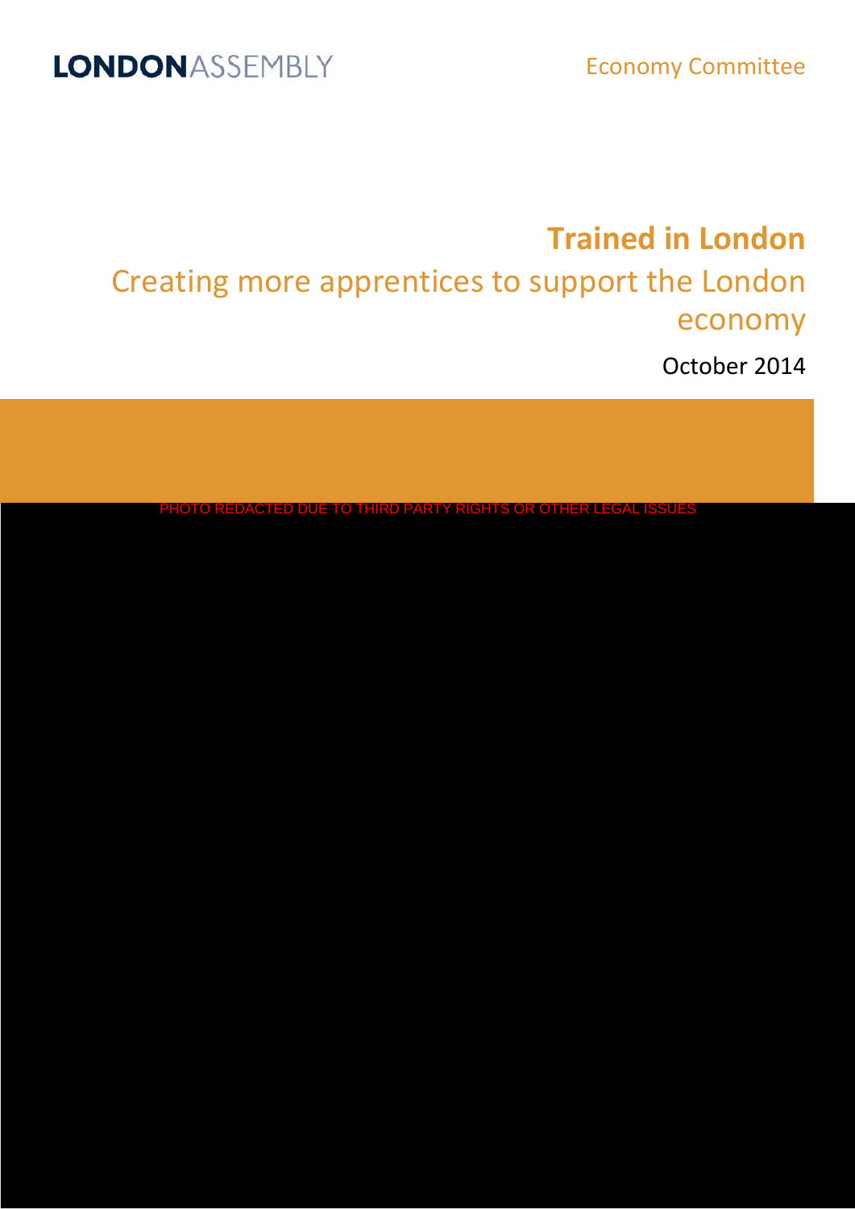LONDONASSEMBLY

Economy Committee

# Trained in London

## Creating more apprentices to support the London economy

October 2014

PHOTO REDACTED DUE TO THIRD PARTY RIGHTS OR OTHER LEGAL ISSUES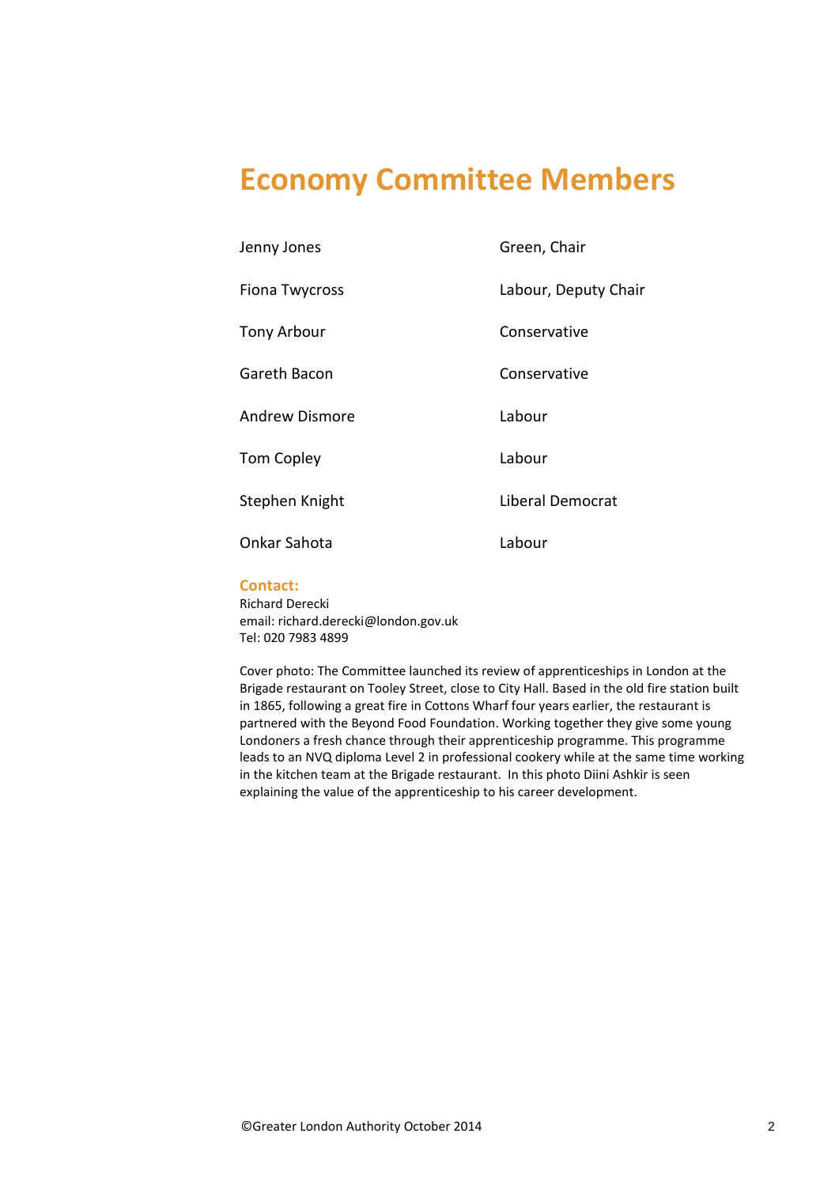# Economy Committee Members

| | |
|---|---|
| Jenny Jones | Green, Chair |
| Fiona Twycross | Labour, Deputy Chair |
| Tony Arbour | Conservative |
| Gareth Bacon | Conservative |
| Andrew Dismore | Labour |
| Tom Copley | Labour |
| Stephen Knight | Liberal Democrat |
| Onkar Sahota | Labour |

**Contact:**
Richard Derecki
email: richard.derecki@london.gov.uk
Tel: 020 7983 4899

Cover photo: The Committee launched its review of apprenticeships in London at the Brigade restaurant on Tooley Street, close to City Hall. Based in the old fire station built in 1865, following a great fire in Cottons Wharf four years earlier, the restaurant is partnered with the Beyond Food Foundation. Working together they give some young Londoners a fresh chance through their apprenticeship programme. This programme leads to an NVQ diploma Level 2 in professional cookery while at the same time working in the kitchen team at the Brigade restaurant. In this photo Diini Ashkir is seen explaining the value of the apprenticeship to his career development.

©Greater London Authority October 2014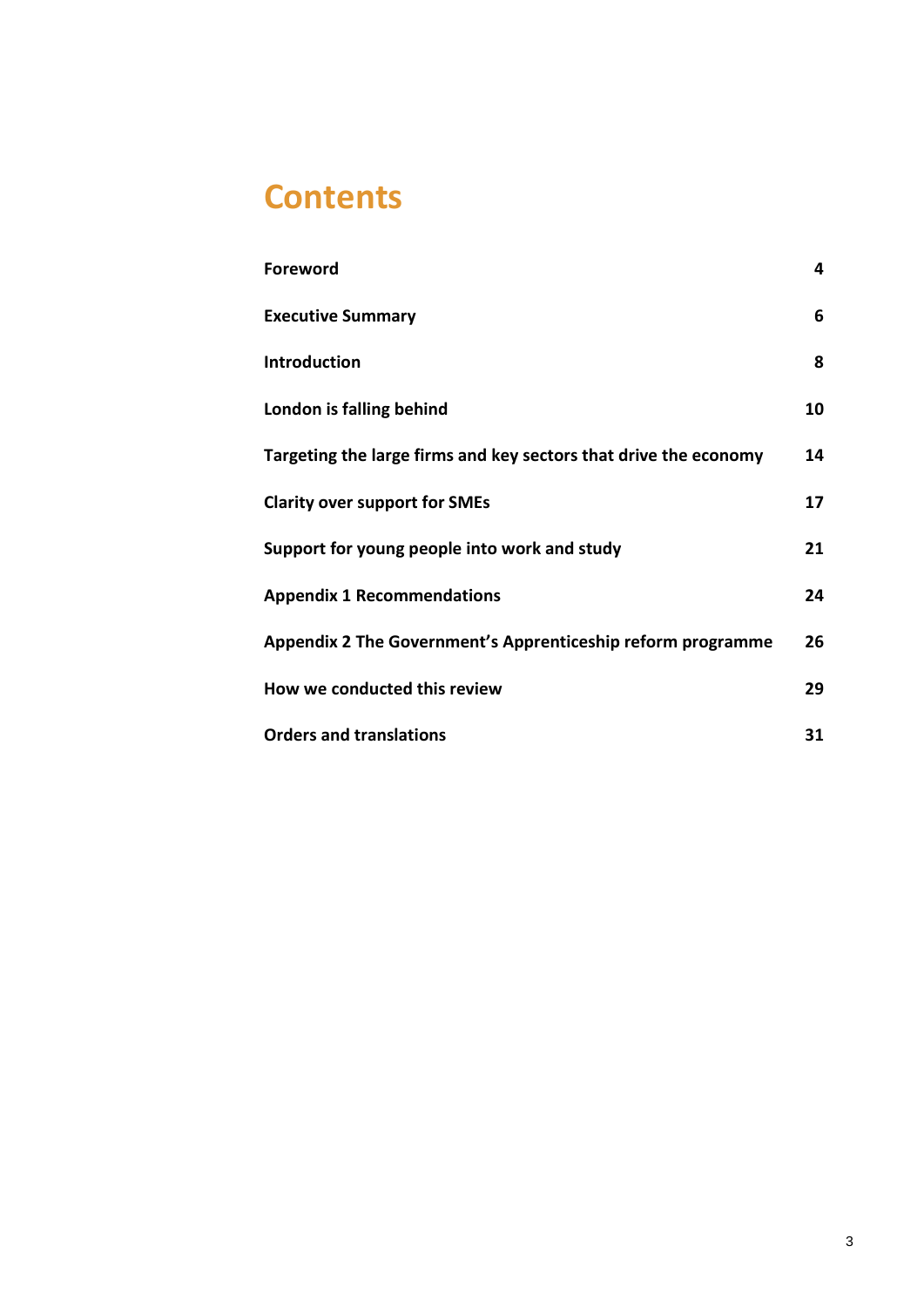# Contents

| | |
|---|---|
| **Foreword** | **4** |
| **Executive Summary** | **6** |
| **Introduction** | **8** |
| **London is falling behind** | **10** |
| **Targeting the large firms and key sectors that drive the economy** | **14** |
| **Clarity over support for SMEs** | **17** |
| **Support for young people into work and study** | **21** |
| **Appendix 1 Recommendations** | **24** |
| **Appendix 2 The Government's Apprenticeship reform programme** | **26** |
| **How we conducted this review** | **29** |
| **Orders and translations** | **31** |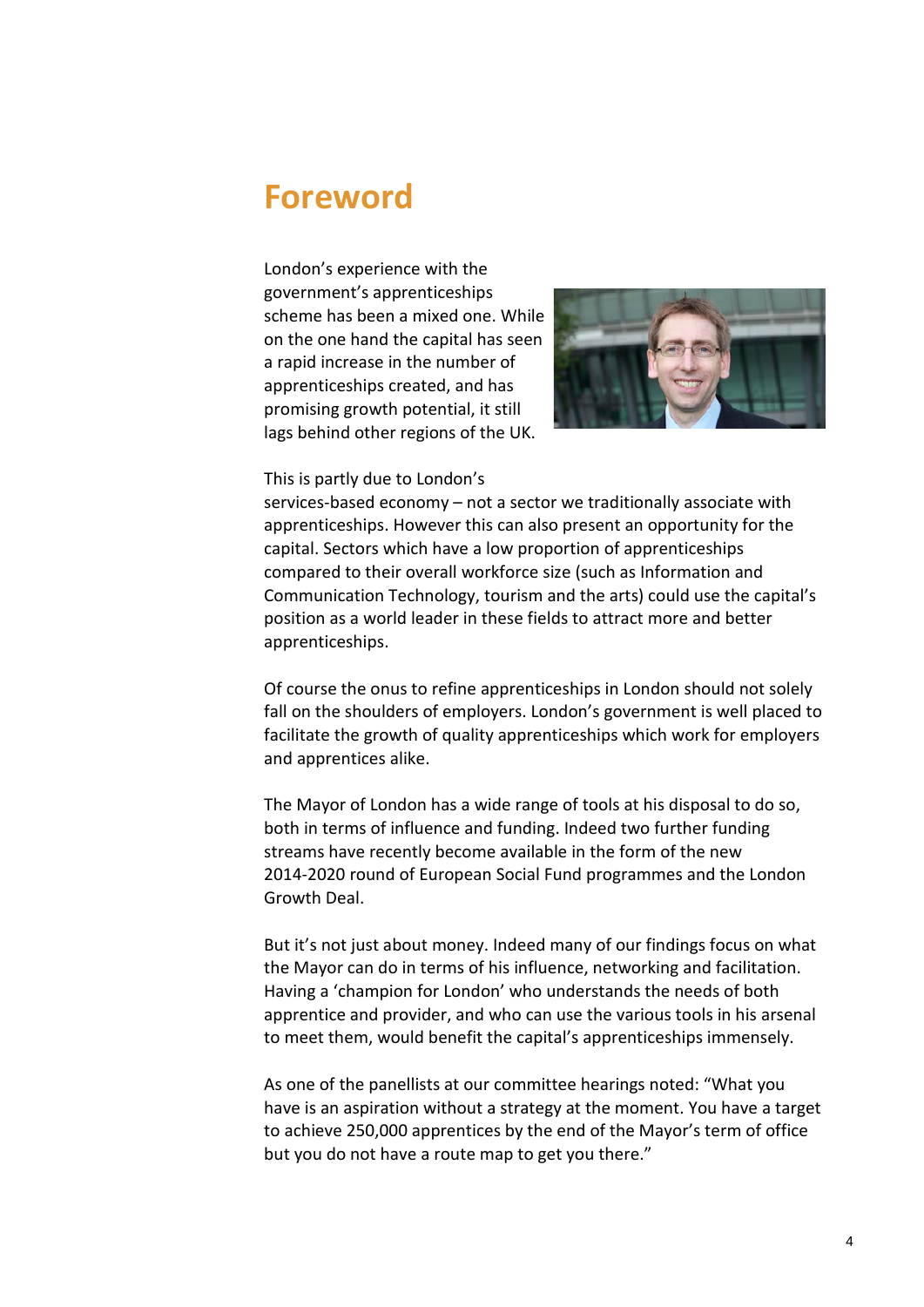# Foreword

London's experience with the government's apprenticeships scheme has been a mixed one. While on the one hand the capital has seen a rapid increase in the number of apprenticeships created, and has promising growth potential, it still lags behind other regions of the UK.

This is partly due to London's services-based economy – not a sector we traditionally associate with apprenticeships. However this can also present an opportunity for the capital. Sectors which have a low proportion of apprenticeships compared to their overall workforce size (such as Information and Communication Technology, tourism and the arts) could use the capital's position as a world leader in these fields to attract more and better apprenticeships.

Of course the onus to refine apprenticeships in London should not solely fall on the shoulders of employers. London's government is well placed to facilitate the growth of quality apprenticeships which work for employers and apprentices alike.

The Mayor of London has a wide range of tools at his disposal to do so, both in terms of influence and funding. Indeed two further funding streams have recently become available in the form of the new 2014-2020 round of European Social Fund programmes and the London Growth Deal.

But it's not just about money. Indeed many of our findings focus on what the Mayor can do in terms of his influence, networking and facilitation. Having a 'champion for London' who understands the needs of both apprentice and provider, and who can use the various tools in his arsenal to meet them, would benefit the capital's apprenticeships immensely.

As one of the panellists at our committee hearings noted: "What you have is an aspiration without a strategy at the moment. You have a target to achieve 250,000 apprentices by the end of the Mayor's term of office but you do not have a route map to get you there."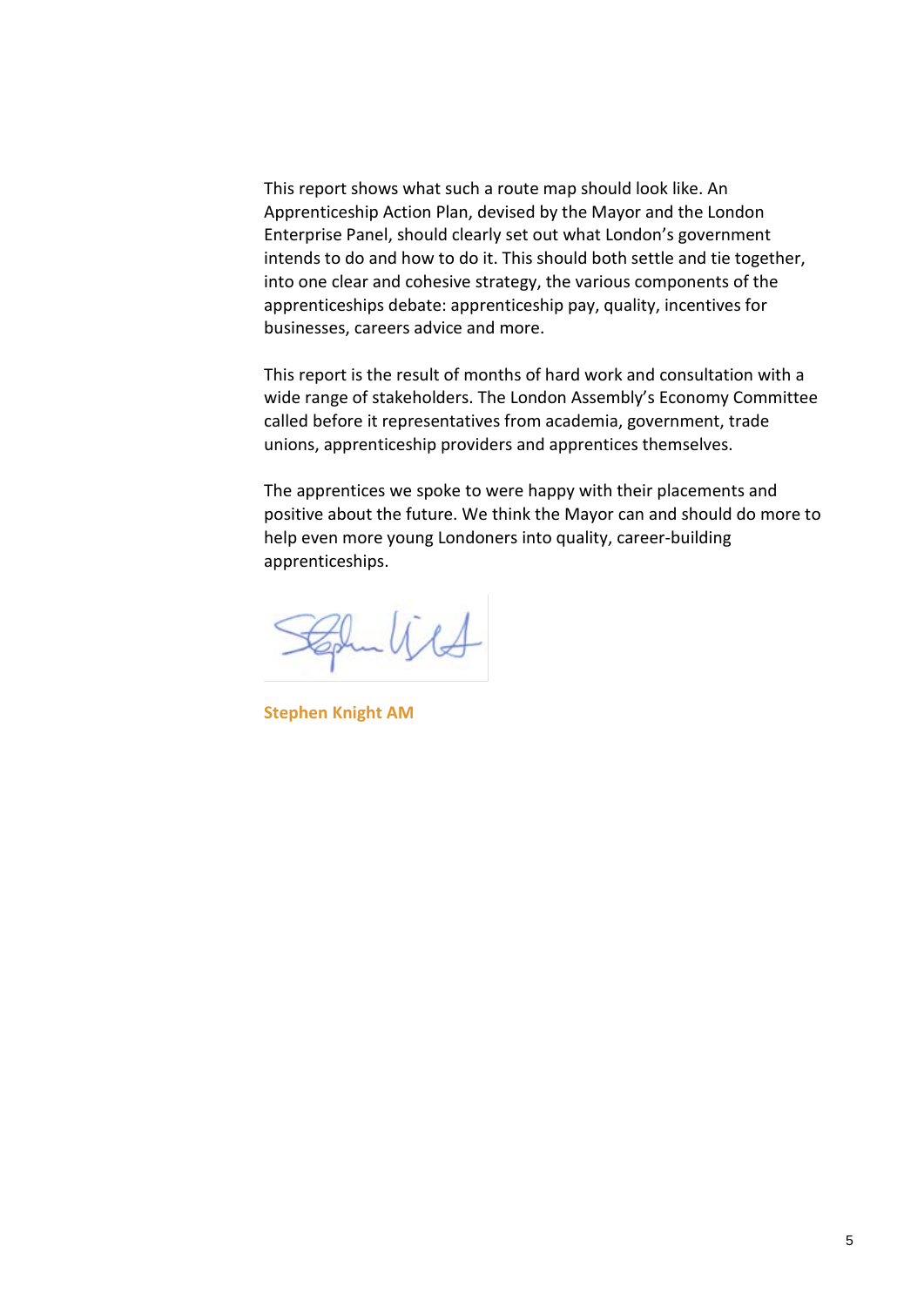This report shows what such a route map should look like. An Apprenticeship Action Plan, devised by the Mayor and the London Enterprise Panel, should clearly set out what London's government intends to do and how to do it. This should both settle and tie together, into one clear and cohesive strategy, the various components of the apprenticeships debate: apprenticeship pay, quality, incentives for businesses, careers advice and more.

This report is the result of months of hard work and consultation with a wide range of stakeholders. The London Assembly's Economy Committee called before it representatives from academia, government, trade unions, apprenticeship providers and apprentices themselves.

The apprentices we spoke to were happy with their placements and positive about the future. We think the Mayor can and should do more to help even more young Londoners into quality, career-building apprenticeships.

**Stephen Knight AM**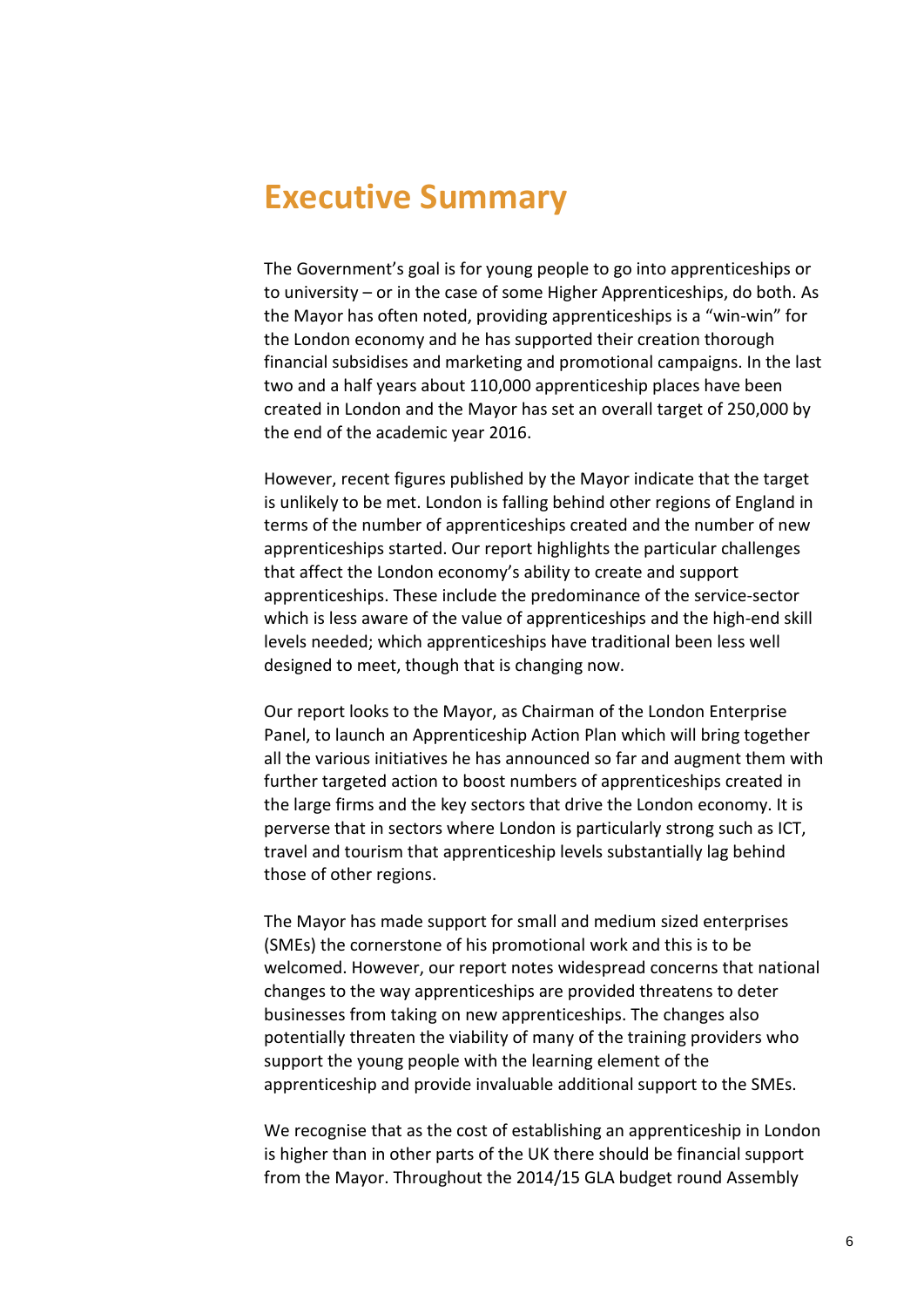# Executive Summary

The Government's goal is for young people to go into apprenticeships or to university – or in the case of some Higher Apprenticeships, do both. As the Mayor has often noted, providing apprenticeships is a "win-win" for the London economy and he has supported their creation thorough financial subsidises and marketing and promotional campaigns. In the last two and a half years about 110,000 apprenticeship places have been created in London and the Mayor has set an overall target of 250,000 by the end of the academic year 2016.

However, recent figures published by the Mayor indicate that the target is unlikely to be met. London is falling behind other regions of England in terms of the number of apprenticeships created and the number of new apprenticeships started. Our report highlights the particular challenges that affect the London economy's ability to create and support apprenticeships. These include the predominance of the service-sector which is less aware of the value of apprenticeships and the high-end skill levels needed; which apprenticeships have traditional been less well designed to meet, though that is changing now.

Our report looks to the Mayor, as Chairman of the London Enterprise Panel, to launch an Apprenticeship Action Plan which will bring together all the various initiatives he has announced so far and augment them with further targeted action to boost numbers of apprenticeships created in the large firms and the key sectors that drive the London economy. It is perverse that in sectors where London is particularly strong such as ICT, travel and tourism that apprenticeship levels substantially lag behind those of other regions.

The Mayor has made support for small and medium sized enterprises (SMEs) the cornerstone of his promotional work and this is to be welcomed. However, our report notes widespread concerns that national changes to the way apprenticeships are provided threatens to deter businesses from taking on new apprenticeships. The changes also potentially threaten the viability of many of the training providers who support the young people with the learning element of the apprenticeship and provide invaluable additional support to the SMEs.

We recognise that as the cost of establishing an apprenticeship in London is higher than in other parts of the UK there should be financial support from the Mayor. Throughout the 2014/15 GLA budget round Assembly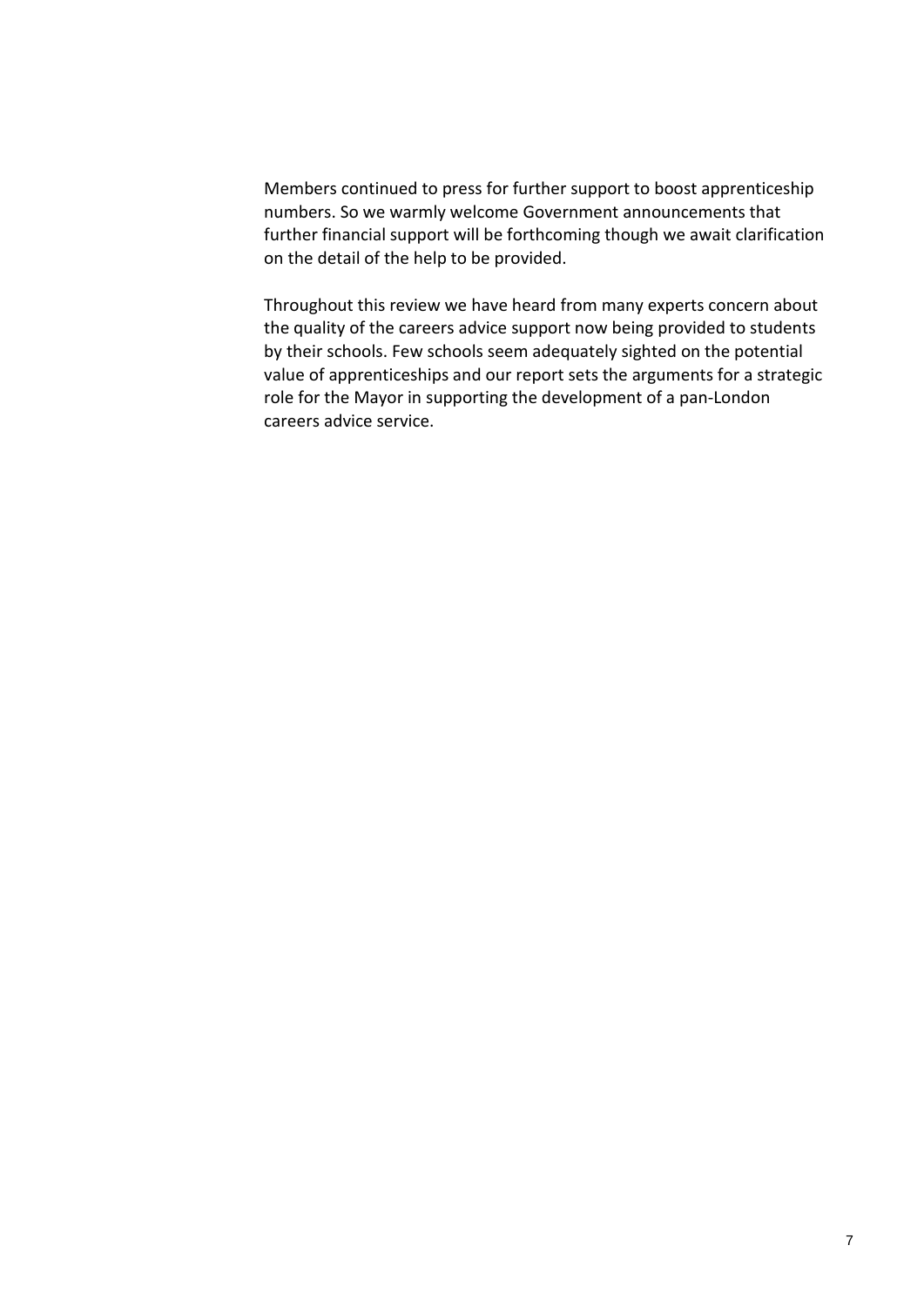Members continued to press for further support to boost apprenticeship numbers. So we warmly welcome Government announcements that further financial support will be forthcoming though we await clarification on the detail of the help to be provided.

Throughout this review we have heard from many experts concern about the quality of the careers advice support now being provided to students by their schools. Few schools seem adequately sighted on the potential value of apprenticeships and our report sets the arguments for a strategic role for the Mayor in supporting the development of a pan-London careers advice service.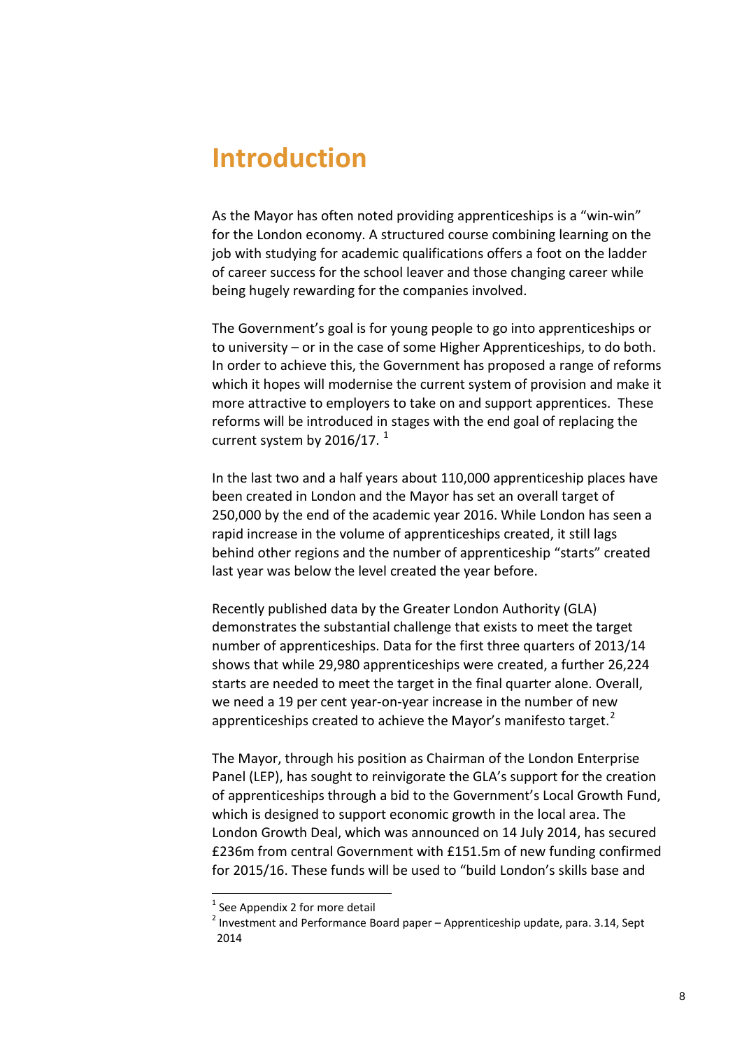# Introduction

As the Mayor has often noted providing apprenticeships is a "win-win" for the London economy. A structured course combining learning on the job with studying for academic qualifications offers a foot on the ladder of career success for the school leaver and those changing career while being hugely rewarding for the companies involved.

The Government's goal is for young people to go into apprenticeships or to university – or in the case of some Higher Apprenticeships, to do both. In order to achieve this, the Government has proposed a range of reforms which it hopes will modernise the current system of provision and make it more attractive to employers to take on and support apprentices. These reforms will be introduced in stages with the end goal of replacing the current system by 2016/17. [1]

In the last two and a half years about 110,000 apprenticeship places have been created in London and the Mayor has set an overall target of 250,000 by the end of the academic year 2016. While London has seen a rapid increase in the volume of apprenticeships created, it still lags behind other regions and the number of apprenticeship "starts" created last year was below the level created the year before.

Recently published data by the Greater London Authority (GLA) demonstrates the substantial challenge that exists to meet the target number of apprenticeships. Data for the first three quarters of 2013/14 shows that while 29,980 apprenticeships were created, a further 26,224 starts are needed to meet the target in the final quarter alone. Overall, we need a 19 per cent year-on-year increase in the number of new apprenticeships created to achieve the Mayor's manifesto target.[2]

The Mayor, through his position as Chairman of the London Enterprise Panel (LEP), has sought to reinvigorate the GLA's support for the creation of apprenticeships through a bid to the Government's Local Growth Fund, which is designed to support economic growth in the local area. The London Growth Deal, which was announced on 14 July 2014, has secured £236m from central Government with £151.5m of new funding confirmed for 2015/16. These funds will be used to "build London's skills base and

---

[1] See Appendix 2 for more detail

[2] Investment and Performance Board paper – Apprenticeship update, para. 3.14, Sept 2014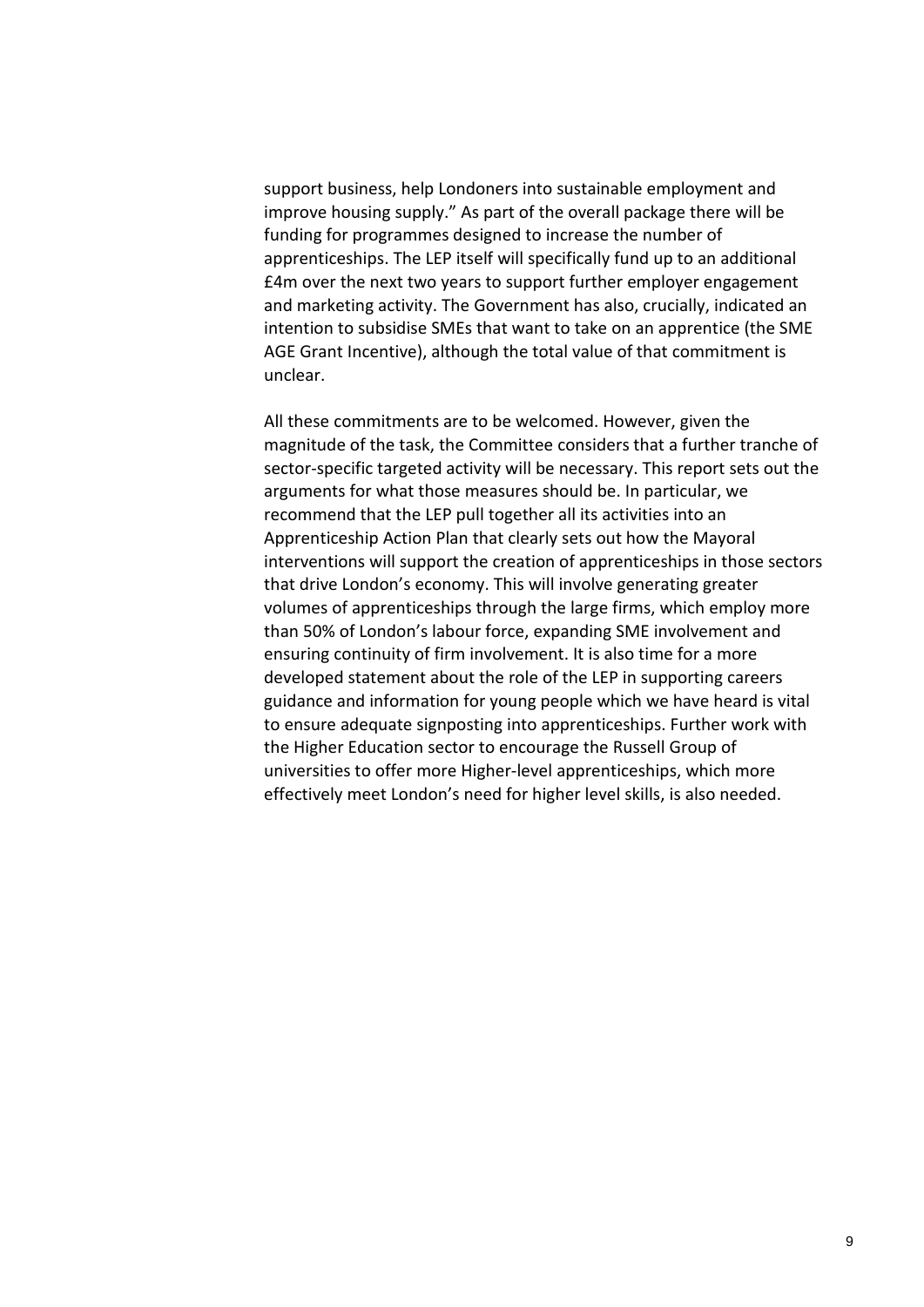support business, help Londoners into sustainable employment and improve housing supply." As part of the overall package there will be funding for programmes designed to increase the number of apprenticeships. The LEP itself will specifically fund up to an additional £4m over the next two years to support further employer engagement and marketing activity. The Government has also, crucially, indicated an intention to subsidise SMEs that want to take on an apprentice (the SME AGE Grant Incentive), although the total value of that commitment is unclear.

All these commitments are to be welcomed. However, given the magnitude of the task, the Committee considers that a further tranche of sector-specific targeted activity will be necessary. This report sets out the arguments for what those measures should be. In particular, we recommend that the LEP pull together all its activities into an Apprenticeship Action Plan that clearly sets out how the Mayoral interventions will support the creation of apprenticeships in those sectors that drive London's economy. This will involve generating greater volumes of apprenticeships through the large firms, which employ more than 50% of London's labour force, expanding SME involvement and ensuring continuity of firm involvement. It is also time for a more developed statement about the role of the LEP in supporting careers guidance and information for young people which we have heard is vital to ensure adequate signposting into apprenticeships. Further work with the Higher Education sector to encourage the Russell Group of universities to offer more Higher-level apprenticeships, which more effectively meet London's need for higher level skills, is also needed.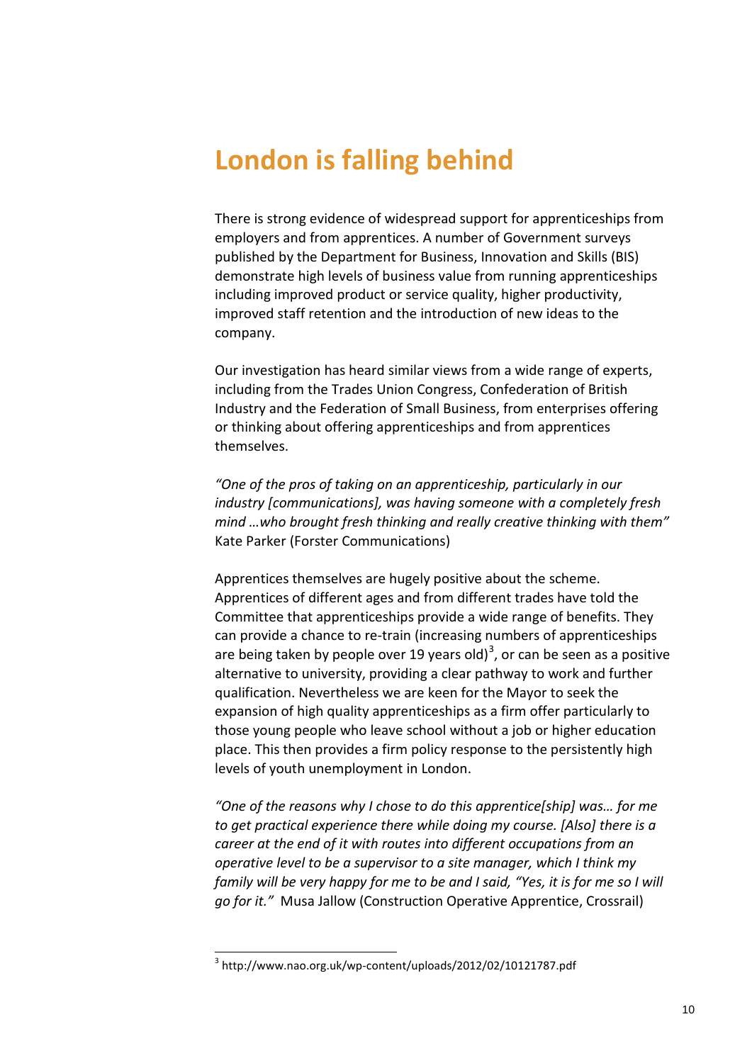# London is falling behind

There is strong evidence of widespread support for apprenticeships from employers and from apprentices. A number of Government surveys published by the Department for Business, Innovation and Skills (BIS) demonstrate high levels of business value from running apprenticeships including improved product or service quality, higher productivity, improved staff retention and the introduction of new ideas to the company.

Our investigation has heard similar views from a wide range of experts, including from the Trades Union Congress, Confederation of British Industry and the Federation of Small Business, from enterprises offering or thinking about offering apprenticeships and from apprentices themselves.

*"One of the pros of taking on an apprenticeship, particularly in our industry [communications], was having someone with a completely fresh mind …who brought fresh thinking and really creative thinking with them"* Kate Parker (Forster Communications)

Apprentices themselves are hugely positive about the scheme. Apprentices of different ages and from different trades have told the Committee that apprenticeships provide a wide range of benefits. They can provide a chance to re-train (increasing numbers of apprenticeships are being taken by people over 19 years old)[3], or can be seen as a positive alternative to university, providing a clear pathway to work and further qualification. Nevertheless we are keen for the Mayor to seek the expansion of high quality apprenticeships as a firm offer particularly to those young people who leave school without a job or higher education place. This then provides a firm policy response to the persistently high levels of youth unemployment in London.

*"One of the reasons why I chose to do this apprentice[ship] was… for me to get practical experience there while doing my course. [Also] there is a career at the end of it with routes into different occupations from an operative level to be a supervisor to a site manager, which I think my family will be very happy for me to be and I said, "Yes, it is for me so I will go for it."* Musa Jallow (Construction Operative Apprentice, Crossrail)

---

[3] http://www.nao.org.uk/wp-content/uploads/2012/02/10121787.pdf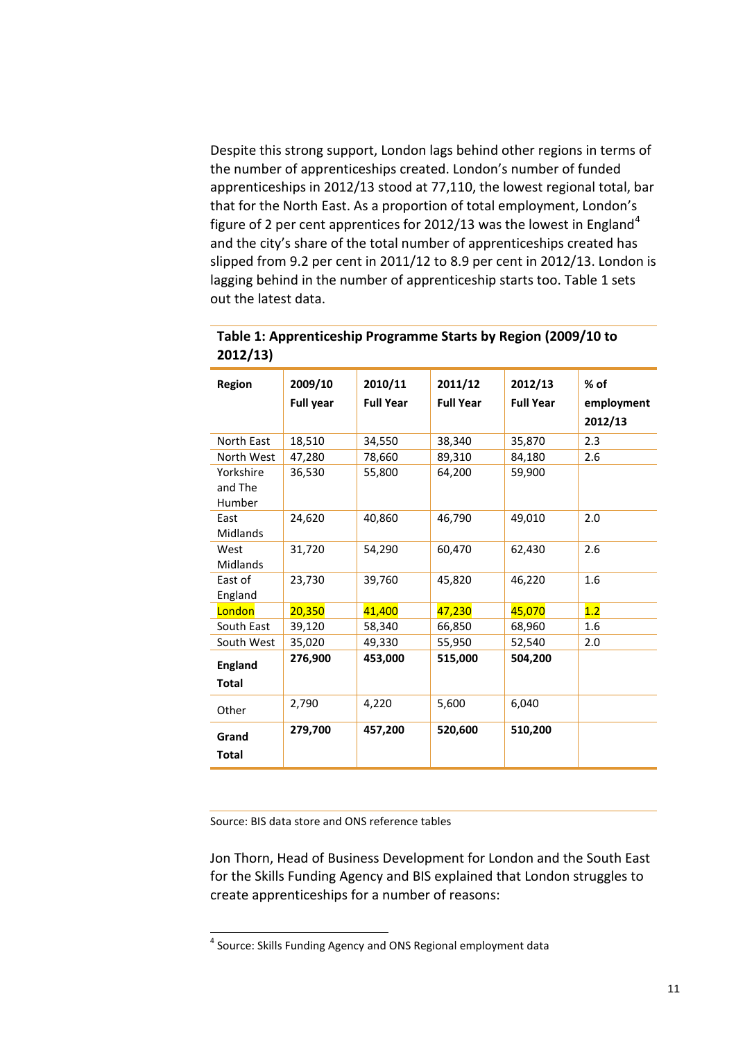Despite this strong support, London lags behind other regions in terms of the number of apprenticeships created. London's number of funded apprenticeships in 2012/13 stood at 77,110, the lowest regional total, bar that for the North East. As a proportion of total employment, London's figure of 2 per cent apprentices for 2012/13 was the lowest in England[4] and the city's share of the total number of apprenticeships created has slipped from 9.2 per cent in 2011/12 to 8.9 per cent in 2012/13. London is lagging behind in the number of apprenticeship starts too. Table 1 sets out the latest data.

**Table 1: Apprenticeship Programme Starts by Region (2009/10 to 2012/13)**

| Region | 2009/10 Full year | 2010/11 Full Year | 2011/12 Full Year | 2012/13 Full Year | % of employment 2012/13 |
|---|---|---|---|---|---|
| North East | 18,510 | 34,550 | 38,340 | 35,870 | 2.3 |
| North West | 47,280 | 78,660 | 89,310 | 84,180 | 2.6 |
| Yorkshire and The Humber | 36,530 | 55,800 | 64,200 | 59,900 | |
| East Midlands | 24,620 | 40,860 | 46,790 | 49,010 | 2.0 |
| West Midlands | 31,720 | 54,290 | 60,470 | 62,430 | 2.6 |
| East of England | 23,730 | 39,760 | 45,820 | 46,220 | 1.6 |
| London | 20,350 | 41,400 | 47,230 | 45,070 | 1.2 |
| South East | 39,120 | 58,340 | 66,850 | 68,960 | 1.6 |
| South West | 35,020 | 49,330 | 55,950 | 52,540 | 2.0 |
| **England Total** | **276,900** | **453,000** | **515,000** | **504,200** | |
| Other | 2,790 | 4,220 | 5,600 | 6,040 | |
| **Grand Total** | **279,700** | **457,200** | **520,600** | **510,200** | |

Source: BIS data store and ONS reference tables

Jon Thorn, Head of Business Development for London and the South East for the Skills Funding Agency and BIS explained that London struggles to create apprenticeships for a number of reasons:

[4] Source: Skills Funding Agency and ONS Regional employment data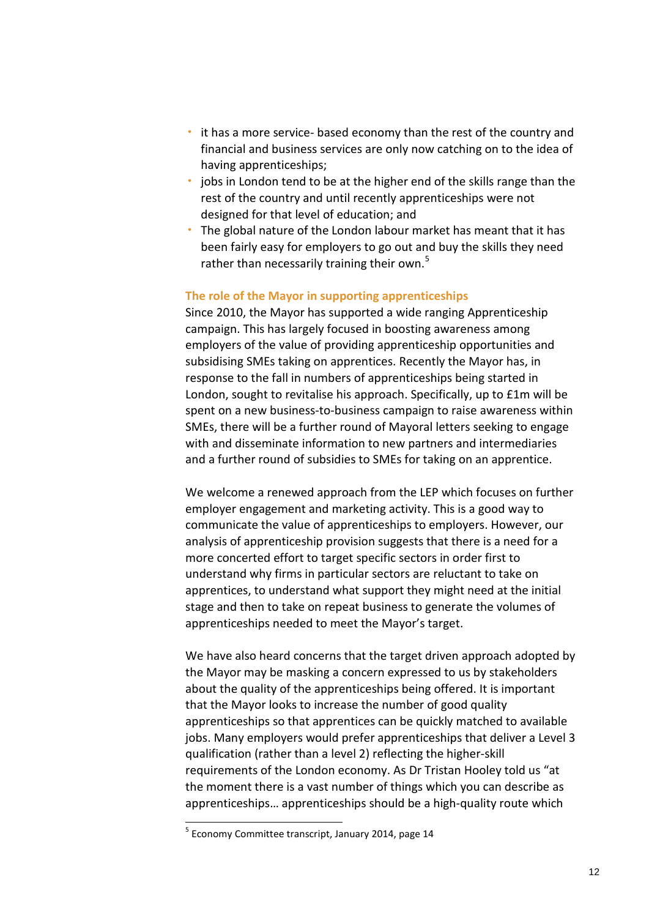- it has a more service- based economy than the rest of the country and financial and business services are only now catching on to the idea of having apprenticeships;
- jobs in London tend to be at the higher end of the skills range than the rest of the country and until recently apprenticeships were not designed for that level of education; and
- The global nature of the London labour market has meant that it has been fairly easy for employers to go out and buy the skills they need rather than necessarily training their own.[5]

### The role of the Mayor in supporting apprenticeships

Since 2010, the Mayor has supported a wide ranging Apprenticeship campaign. This has largely focused in boosting awareness among employers of the value of providing apprenticeship opportunities and subsidising SMEs taking on apprentices. Recently the Mayor has, in response to the fall in numbers of apprenticeships being started in London, sought to revitalise his approach. Specifically, up to £1m will be spent on a new business-to-business campaign to raise awareness within SMEs, there will be a further round of Mayoral letters seeking to engage with and disseminate information to new partners and intermediaries and a further round of subsidies to SMEs for taking on an apprentice.

We welcome a renewed approach from the LEP which focuses on further employer engagement and marketing activity. This is a good way to communicate the value of apprenticeships to employers. However, our analysis of apprenticeship provision suggests that there is a need for a more concerted effort to target specific sectors in order first to understand why firms in particular sectors are reluctant to take on apprentices, to understand what support they might need at the initial stage and then to take on repeat business to generate the volumes of apprenticeships needed to meet the Mayor's target.

We have also heard concerns that the target driven approach adopted by the Mayor may be masking a concern expressed to us by stakeholders about the quality of the apprenticeships being offered. It is important that the Mayor looks to increase the number of good quality apprenticeships so that apprentices can be quickly matched to available jobs. Many employers would prefer apprenticeships that deliver a Level 3 qualification (rather than a level 2) reflecting the higher-skill requirements of the London economy. As Dr Tristan Hooley told us "at the moment there is a vast number of things which you can describe as apprenticeships… apprenticeships should be a high-quality route which

---

[5] Economy Committee transcript, January 2014, page 14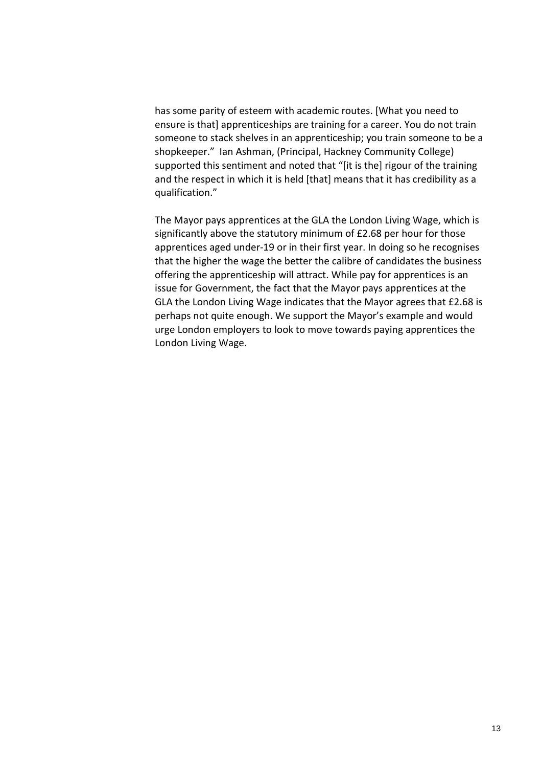has some parity of esteem with academic routes. [What you need to ensure is that] apprenticeships are training for a career. You do not train someone to stack shelves in an apprenticeship; you train someone to be a shopkeeper." Ian Ashman, (Principal, Hackney Community College) supported this sentiment and noted that "[it is the] rigour of the training and the respect in which it is held [that] means that it has credibility as a qualification."

The Mayor pays apprentices at the GLA the London Living Wage, which is significantly above the statutory minimum of £2.68 per hour for those apprentices aged under-19 or in their first year. In doing so he recognises that the higher the wage the better the calibre of candidates the business offering the apprenticeship will attract. While pay for apprentices is an issue for Government, the fact that the Mayor pays apprentices at the GLA the London Living Wage indicates that the Mayor agrees that £2.68 is perhaps not quite enough. We support the Mayor's example and would urge London employers to look to move towards paying apprentices the London Living Wage.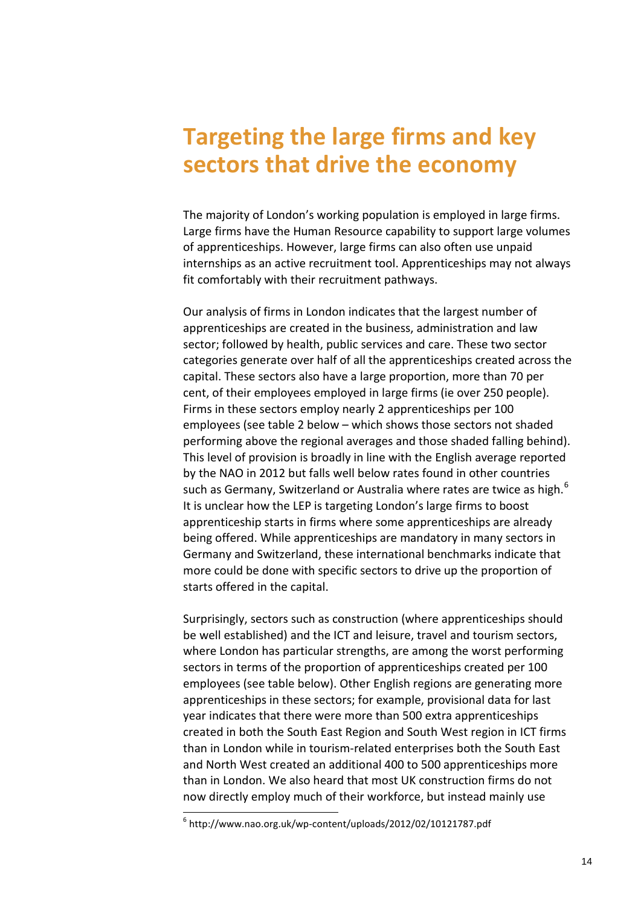# Targeting the large firms and key sectors that drive the economy

The majority of London's working population is employed in large firms. Large firms have the Human Resource capability to support large volumes of apprenticeships. However, large firms can also often use unpaid internships as an active recruitment tool. Apprenticeships may not always fit comfortably with their recruitment pathways.

Our analysis of firms in London indicates that the largest number of apprenticeships are created in the business, administration and law sector; followed by health, public services and care. These two sector categories generate over half of all the apprenticeships created across the capital. These sectors also have a large proportion, more than 70 per cent, of their employees employed in large firms (ie over 250 people). Firms in these sectors employ nearly 2 apprenticeships per 100 employees (see table 2 below – which shows those sectors not shaded performing above the regional averages and those shaded falling behind). This level of provision is broadly in line with the English average reported by the NAO in 2012 but falls well below rates found in other countries such as Germany, Switzerland or Australia where rates are twice as high.[6] It is unclear how the LEP is targeting London's large firms to boost apprenticeship starts in firms where some apprenticeships are already being offered. While apprenticeships are mandatory in many sectors in Germany and Switzerland, these international benchmarks indicate that more could be done with specific sectors to drive up the proportion of starts offered in the capital.

Surprisingly, sectors such as construction (where apprenticeships should be well established) and the ICT and leisure, travel and tourism sectors, where London has particular strengths, are among the worst performing sectors in terms of the proportion of apprenticeships created per 100 employees (see table below). Other English regions are generating more apprenticeships in these sectors; for example, provisional data for last year indicates that there were more than 500 extra apprenticeships created in both the South East Region and South West region in ICT firms than in London while in tourism-related enterprises both the South East and North West created an additional 400 to 500 apprenticeships more than in London. We also heard that most UK construction firms do not now directly employ much of their workforce, but instead mainly use

[6] http://www.nao.org.uk/wp-content/uploads/2012/02/10121787.pdf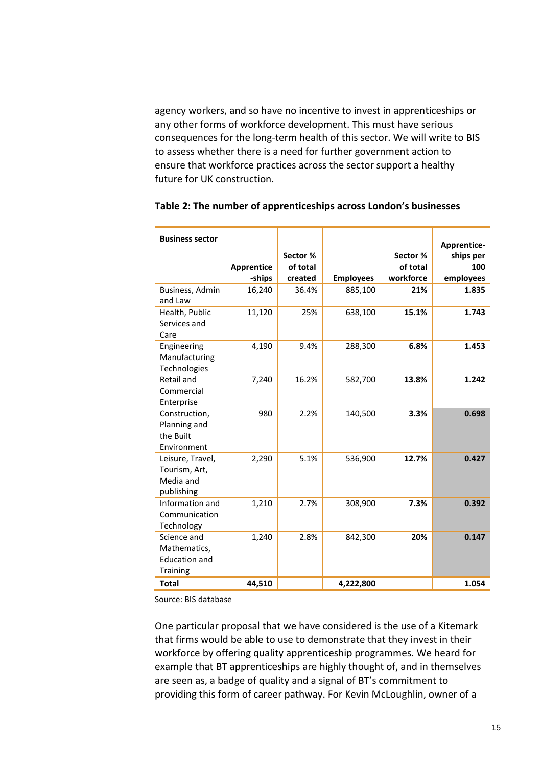agency workers, and so have no incentive to invest in apprenticeships or any other forms of workforce development. This must have serious consequences for the long-term health of this sector. We will write to BIS to assess whether there is a need for further government action to ensure that workforce practices across the sector support a healthy future for UK construction.

**Table 2: The number of apprenticeships across London's businesses**

| Business sector | Apprentice-ships | Sector % of total created | Employees | Sector % of total workforce | Apprentice-ships per 100 employees |
|---|---|---|---|---|---|
| Business, Admin and Law | 16,240 | 36.4% | 885,100 | **21%** | **1.835** |
| Health, Public Services and Care | 11,120 | 25% | 638,100 | **15.1%** | **1.743** |
| Engineering Manufacturing Technologies | 4,190 | 9.4% | 288,300 | **6.8%** | **1.453** |
| Retail and Commercial Enterprise | 7,240 | 16.2% | 582,700 | **13.8%** | **1.242** |
| Construction, Planning and the Built Environment | 980 | 2.2% | 140,500 | **3.3%** | **0.698** |
| Leisure, Travel, Tourism, Art, Media and publishing | 2,290 | 5.1% | 536,900 | **12.7%** | **0.427** |
| Information and Communication Technology | 1,210 | 2.7% | 308,900 | **7.3%** | **0.392** |
| Science and Mathematics, Education and Training | 1,240 | 2.8% | 842,300 | **20%** | **0.147** |
| **Total** | **44,510** | | **4,222,800** | | **1.054** |

Source: BIS database

One particular proposal that we have considered is the use of a Kitemark that firms would be able to use to demonstrate that they invest in their workforce by offering quality apprenticeship programmes. We heard for example that BT apprenticeships are highly thought of, and in themselves are seen as, a badge of quality and a signal of BT's commitment to providing this form of career pathway. For Kevin McLoughlin, owner of a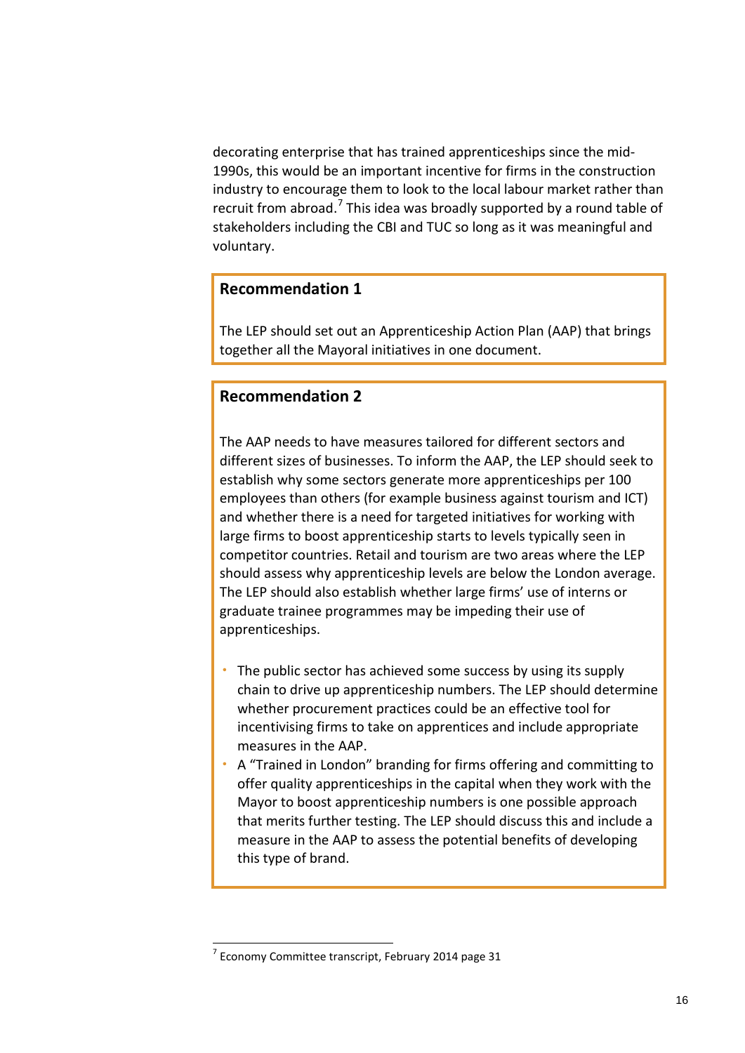decorating enterprise that has trained apprenticeships since the mid-1990s, this would be an important incentive for firms in the construction industry to encourage them to look to the local labour market rather than recruit from abroad.[7] This idea was broadly supported by a round table of stakeholders including the CBI and TUC so long as it was meaningful and voluntary.

**Recommendation 1**

The LEP should set out an Apprenticeship Action Plan (AAP) that brings together all the Mayoral initiatives in one document.

**Recommendation 2**

The AAP needs to have measures tailored for different sectors and different sizes of businesses. To inform the AAP, the LEP should seek to establish why some sectors generate more apprenticeships per 100 employees than others (for example business against tourism and ICT) and whether there is a need for targeted initiatives for working with large firms to boost apprenticeship starts to levels typically seen in competitor countries. Retail and tourism are two areas where the LEP should assess why apprenticeship levels are below the London average. The LEP should also establish whether large firms' use of interns or graduate trainee programmes may be impeding their use of apprenticeships.

- The public sector has achieved some success by using its supply chain to drive up apprenticeship numbers. The LEP should determine whether procurement practices could be an effective tool for incentivising firms to take on apprentices and include appropriate measures in the AAP.
- A "Trained in London" branding for firms offering and committing to offer quality apprenticeships in the capital when they work with the Mayor to boost apprenticeship numbers is one possible approach that merits further testing. The LEP should discuss this and include a measure in the AAP to assess the potential benefits of developing this type of brand.

---

[7] Economy Committee transcript, February 2014 page 31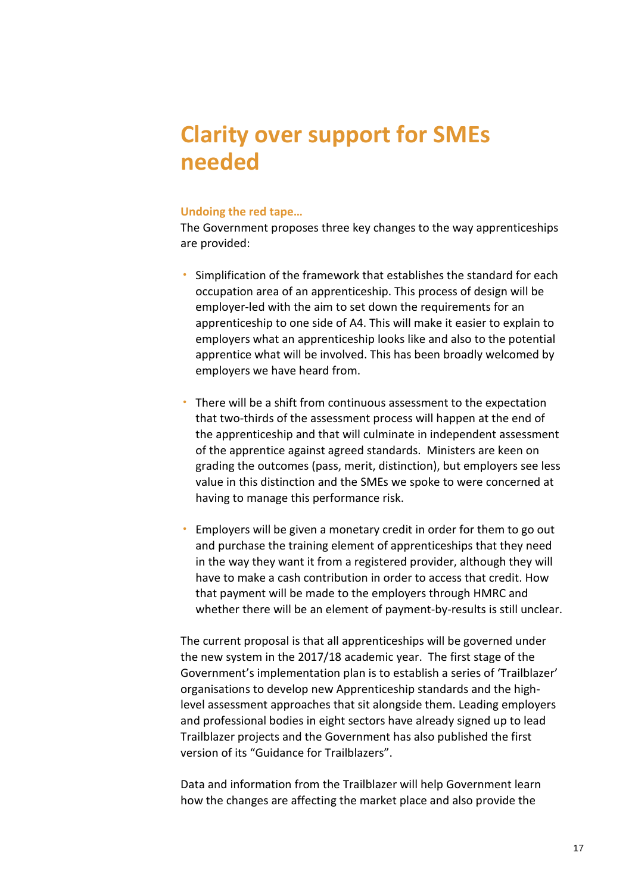# Clarity over support for SMEs needed

### Undoing the red tape…

The Government proposes three key changes to the way apprenticeships are provided:

- Simplification of the framework that establishes the standard for each occupation area of an apprenticeship. This process of design will be employer-led with the aim to set down the requirements for an apprenticeship to one side of A4. This will make it easier to explain to employers what an apprenticeship looks like and also to the potential apprentice what will be involved. This has been broadly welcomed by employers we have heard from.

- There will be a shift from continuous assessment to the expectation that two-thirds of the assessment process will happen at the end of the apprenticeship and that will culminate in independent assessment of the apprentice against agreed standards. Ministers are keen on grading the outcomes (pass, merit, distinction), but employers see less value in this distinction and the SMEs we spoke to were concerned at having to manage this performance risk.

- Employers will be given a monetary credit in order for them to go out and purchase the training element of apprenticeships that they need in the way they want it from a registered provider, although they will have to make a cash contribution in order to access that credit. How that payment will be made to the employers through HMRC and whether there will be an element of payment-by-results is still unclear.

The current proposal is that all apprenticeships will be governed under the new system in the 2017/18 academic year. The first stage of the Government's implementation plan is to establish a series of 'Trailblazer' organisations to develop new Apprenticeship standards and the high-level assessment approaches that sit alongside them. Leading employers and professional bodies in eight sectors have already signed up to lead Trailblazer projects and the Government has also published the first version of its "Guidance for Trailblazers".

Data and information from the Trailblazer will help Government learn how the changes are affecting the market place and also provide the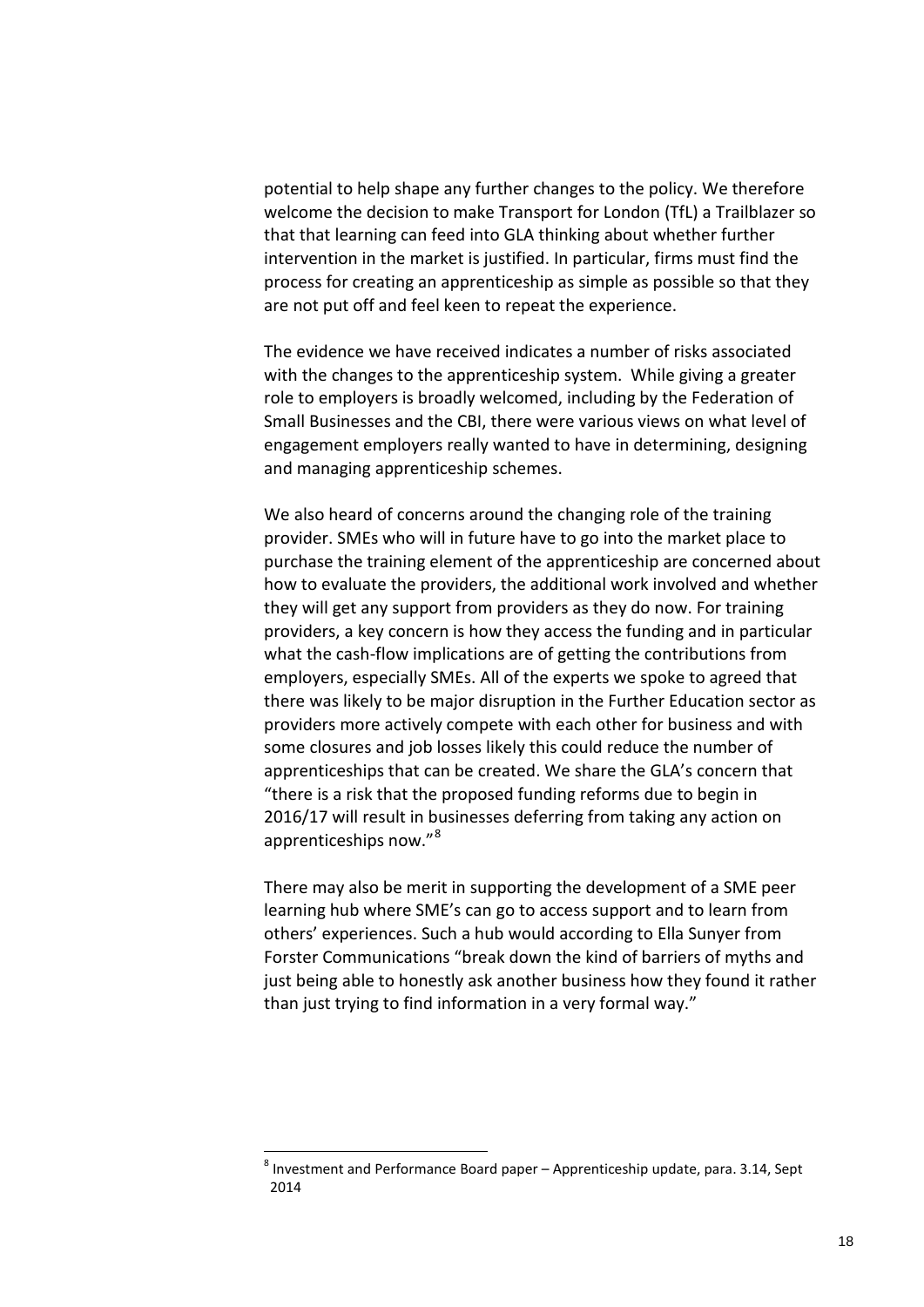potential to help shape any further changes to the policy. We therefore welcome the decision to make Transport for London (TfL) a Trailblazer so that that learning can feed into GLA thinking about whether further intervention in the market is justified. In particular, firms must find the process for creating an apprenticeship as simple as possible so that they are not put off and feel keen to repeat the experience.

The evidence we have received indicates a number of risks associated with the changes to the apprenticeship system. While giving a greater role to employers is broadly welcomed, including by the Federation of Small Businesses and the CBI, there were various views on what level of engagement employers really wanted to have in determining, designing and managing apprenticeship schemes.

We also heard of concerns around the changing role of the training provider. SMEs who will in future have to go into the market place to purchase the training element of the apprenticeship are concerned about how to evaluate the providers, the additional work involved and whether they will get any support from providers as they do now. For training providers, a key concern is how they access the funding and in particular what the cash-flow implications are of getting the contributions from employers, especially SMEs. All of the experts we spoke to agreed that there was likely to be major disruption in the Further Education sector as providers more actively compete with each other for business and with some closures and job losses likely this could reduce the number of apprenticeships that can be created. We share the GLA's concern that "there is a risk that the proposed funding reforms due to begin in 2016/17 will result in businesses deferring from taking any action on apprenticeships now."[8]

There may also be merit in supporting the development of a SME peer learning hub where SME's can go to access support and to learn from others' experiences. Such a hub would according to Ella Sunyer from Forster Communications "break down the kind of barriers of myths and just being able to honestly ask another business how they found it rather than just trying to find information in a very formal way."

[8] Investment and Performance Board paper – Apprenticeship update, para. 3.14, Sept 2014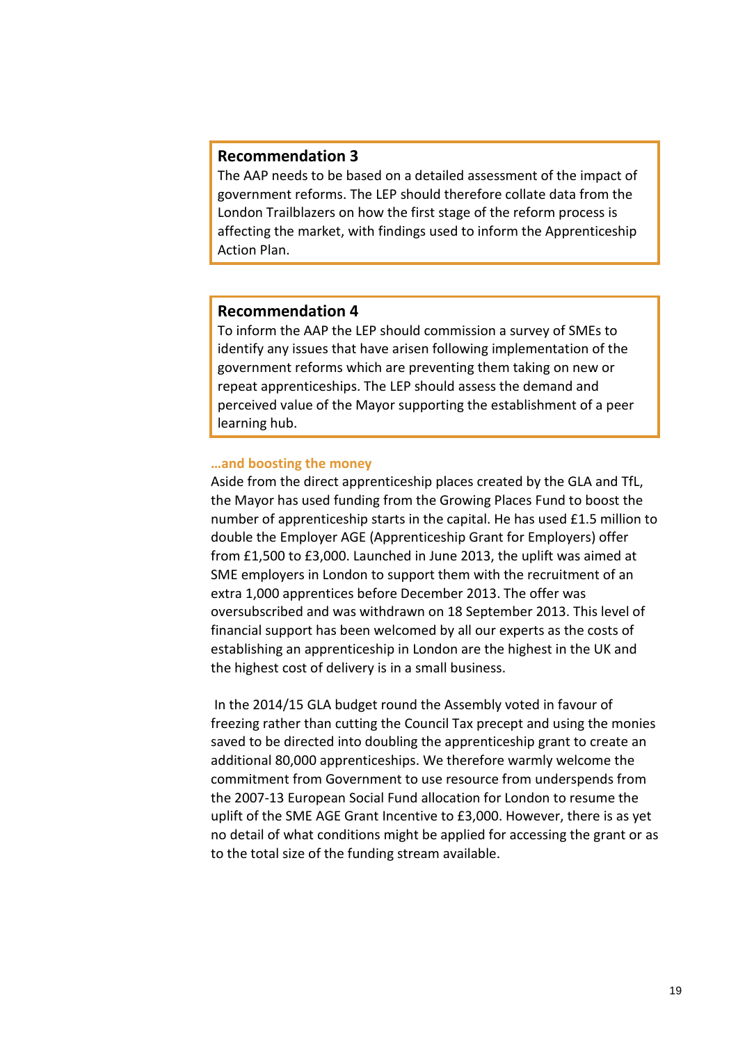**Recommendation 3**

The AAP needs to be based on a detailed assessment of the impact of government reforms. The LEP should therefore collate data from the London Trailblazers on how the first stage of the reform process is affecting the market, with findings used to inform the Apprenticeship Action Plan.

**Recommendation 4**

To inform the AAP the LEP should commission a survey of SMEs to identify any issues that have arisen following implementation of the government reforms which are preventing them taking on new or repeat apprenticeships. The LEP should assess the demand and perceived value of the Mayor supporting the establishment of a peer learning hub.

### …and boosting the money

Aside from the direct apprenticeship places created by the GLA and TfL, the Mayor has used funding from the Growing Places Fund to boost the number of apprenticeship starts in the capital. He has used £1.5 million to double the Employer AGE (Apprenticeship Grant for Employers) offer from £1,500 to £3,000. Launched in June 2013, the uplift was aimed at SME employers in London to support them with the recruitment of an extra 1,000 apprentices before December 2013. The offer was oversubscribed and was withdrawn on 18 September 2013. This level of financial support has been welcomed by all our experts as the costs of establishing an apprenticeship in London are the highest in the UK and the highest cost of delivery is in a small business.

In the 2014/15 GLA budget round the Assembly voted in favour of freezing rather than cutting the Council Tax precept and using the monies saved to be directed into doubling the apprenticeship grant to create an additional 80,000 apprenticeships. We therefore warmly welcome the commitment from Government to use resource from underspends from the 2007-13 European Social Fund allocation for London to resume the uplift of the SME AGE Grant Incentive to £3,000. However, there is as yet no detail of what conditions might be applied for accessing the grant or as to the total size of the funding stream available.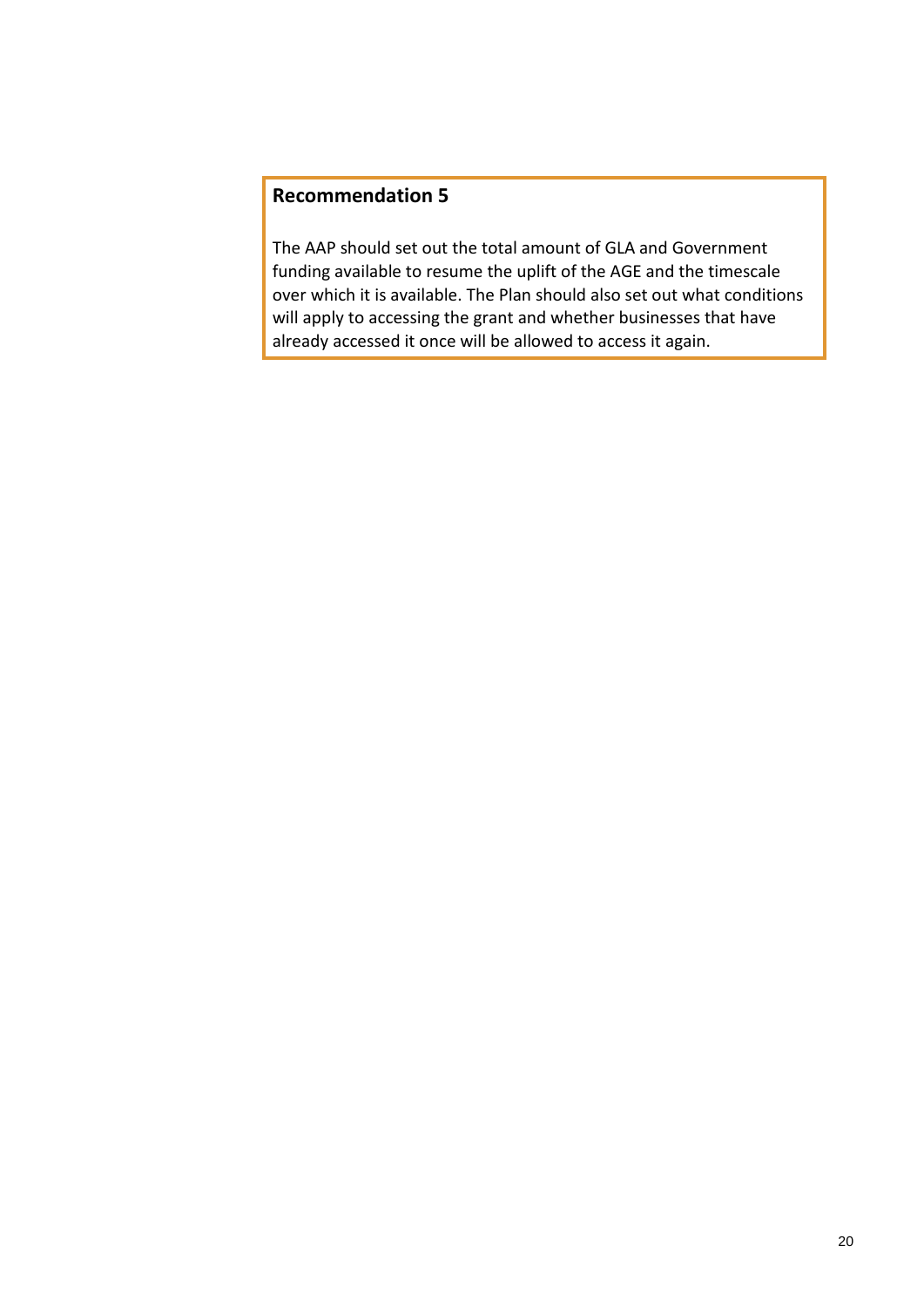**Recommendation 5**

The AAP should set out the total amount of GLA and Government funding available to resume the uplift of the AGE and the timescale over which it is available. The Plan should also set out what conditions will apply to accessing the grant and whether businesses that have already accessed it once will be allowed to access it again.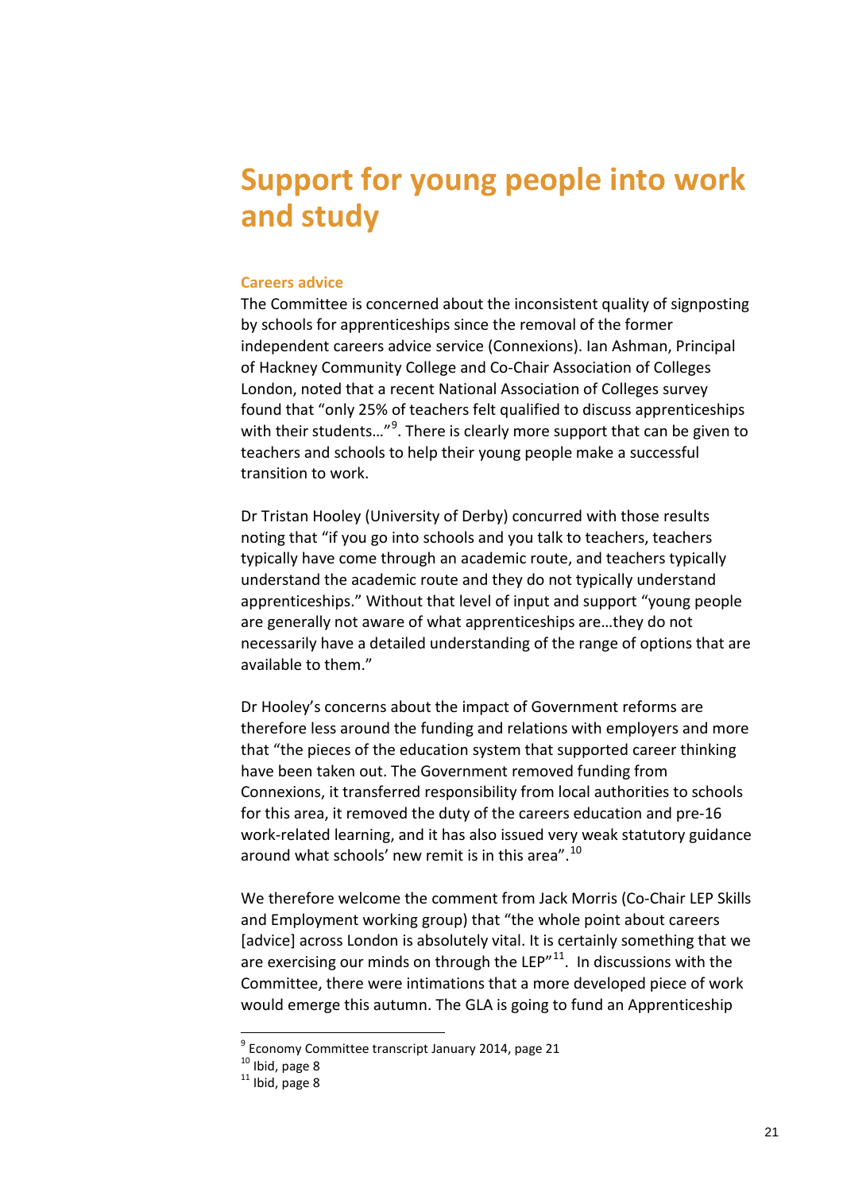# Support for young people into work and study

## Careers advice

The Committee is concerned about the inconsistent quality of signposting by schools for apprenticeships since the removal of the former independent careers advice service (Connexions). Ian Ashman, Principal of Hackney Community College and Co-Chair Association of Colleges London, noted that a recent National Association of Colleges survey found that "only 25% of teachers felt qualified to discuss apprenticeships with their students…"[9]. There is clearly more support that can be given to teachers and schools to help their young people make a successful transition to work.

Dr Tristan Hooley (University of Derby) concurred with those results noting that "if you go into schools and you talk to teachers, teachers typically have come through an academic route, and teachers typically understand the academic route and they do not typically understand apprenticeships." Without that level of input and support "young people are generally not aware of what apprenticeships are…they do not necessarily have a detailed understanding of the range of options that are available to them."

Dr Hooley's concerns about the impact of Government reforms are therefore less around the funding and relations with employers and more that "the pieces of the education system that supported career thinking have been taken out. The Government removed funding from Connexions, it transferred responsibility from local authorities to schools for this area, it removed the duty of the careers education and pre-16 work-related learning, and it has also issued very weak statutory guidance around what schools' new remit is in this area".[10]

We therefore welcome the comment from Jack Morris (Co-Chair LEP Skills and Employment working group) that "the whole point about careers [advice] across London is absolutely vital. It is certainly something that we are exercising our minds on through the LEP"[11]. In discussions with the Committee, there were intimations that a more developed piece of work would emerge this autumn. The GLA is going to fund an Apprenticeship

[9] Economy Committee transcript January 2014, page 21

[10] Ibid, page 8

[11] Ibid, page 8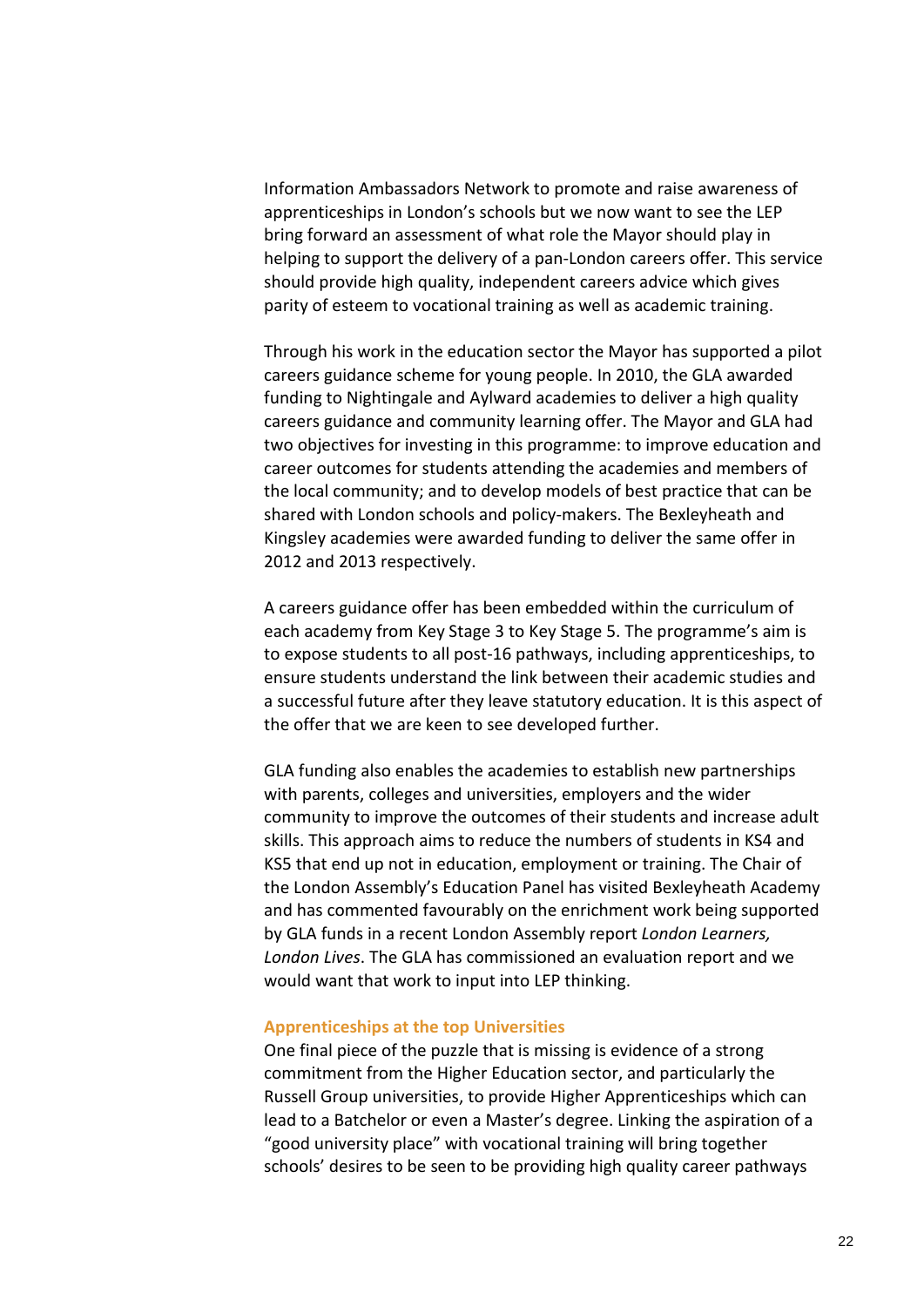Information Ambassadors Network to promote and raise awareness of apprenticeships in London's schools but we now want to see the LEP bring forward an assessment of what role the Mayor should play in helping to support the delivery of a pan-London careers offer. This service should provide high quality, independent careers advice which gives parity of esteem to vocational training as well as academic training.

Through his work in the education sector the Mayor has supported a pilot careers guidance scheme for young people. In 2010, the GLA awarded funding to Nightingale and Aylward academies to deliver a high quality careers guidance and community learning offer. The Mayor and GLA had two objectives for investing in this programme: to improve education and career outcomes for students attending the academies and members of the local community; and to develop models of best practice that can be shared with London schools and policy-makers. The Bexleyheath and Kingsley academies were awarded funding to deliver the same offer in 2012 and 2013 respectively.

A careers guidance offer has been embedded within the curriculum of each academy from Key Stage 3 to Key Stage 5. The programme's aim is to expose students to all post-16 pathways, including apprenticeships, to ensure students understand the link between their academic studies and a successful future after they leave statutory education. It is this aspect of the offer that we are keen to see developed further.

GLA funding also enables the academies to establish new partnerships with parents, colleges and universities, employers and the wider community to improve the outcomes of their students and increase adult skills. This approach aims to reduce the numbers of students in KS4 and KS5 that end up not in education, employment or training. The Chair of the London Assembly's Education Panel has visited Bexleyheath Academy and has commented favourably on the enrichment work being supported by GLA funds in a recent London Assembly report *London Learners, London Lives*. The GLA has commissioned an evaluation report and we would want that work to input into LEP thinking.

### Apprenticeships at the top Universities

One final piece of the puzzle that is missing is evidence of a strong commitment from the Higher Education sector, and particularly the Russell Group universities, to provide Higher Apprenticeships which can lead to a Batchelor or even a Master's degree. Linking the aspiration of a "good university place" with vocational training will bring together schools' desires to be seen to be providing high quality career pathways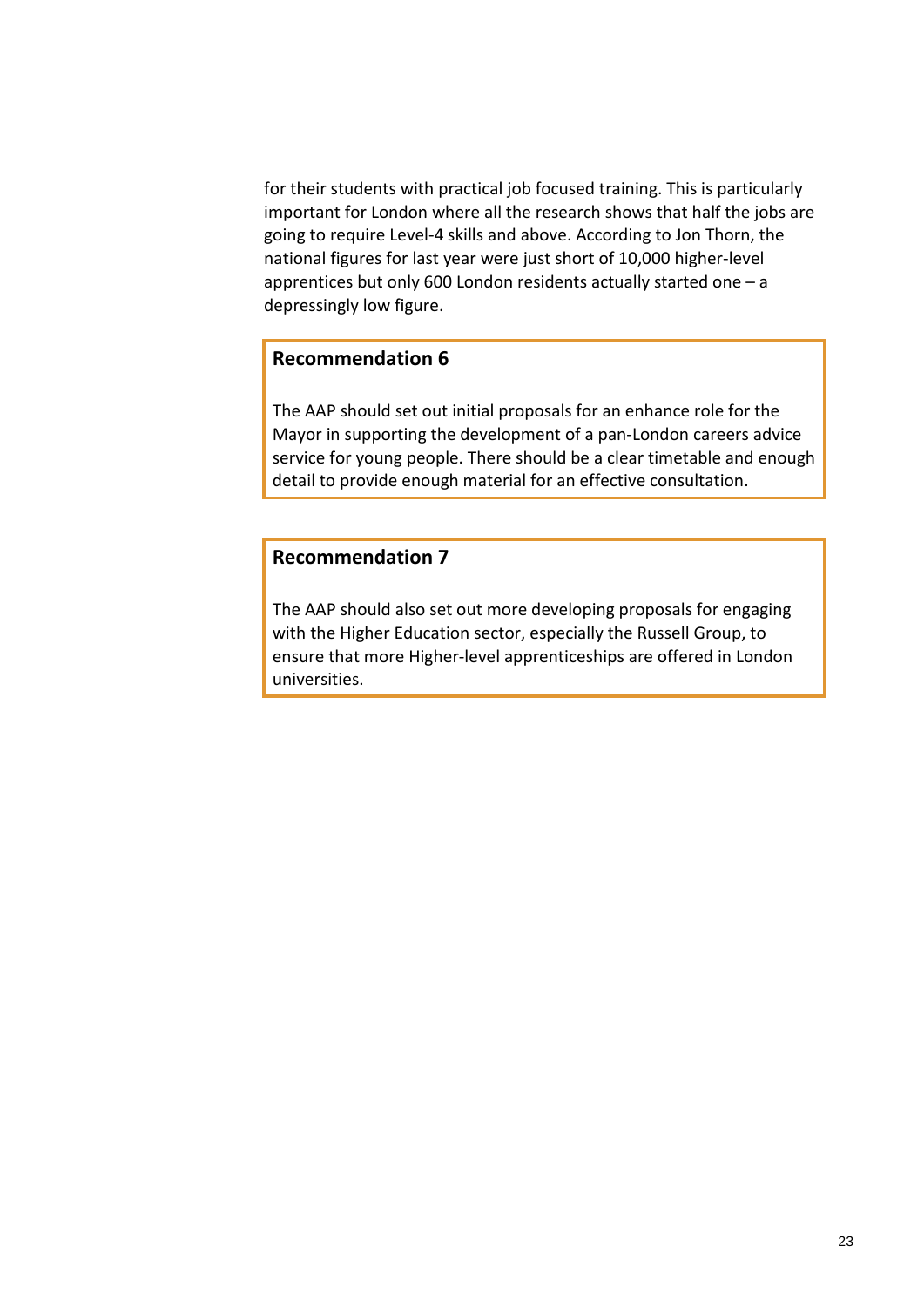for their students with practical job focused training. This is particularly important for London where all the research shows that half the jobs are going to require Level-4 skills and above. According to Jon Thorn, the national figures for last year were just short of 10,000 higher-level apprentices but only 600 London residents actually started one – a depressingly low figure.

**Recommendation 6**

The AAP should set out initial proposals for an enhance role for the Mayor in supporting the development of a pan-London careers advice service for young people. There should be a clear timetable and enough detail to provide enough material for an effective consultation.

**Recommendation 7**

The AAP should also set out more developing proposals for engaging with the Higher Education sector, especially the Russell Group, to ensure that more Higher-level apprenticeships are offered in London universities.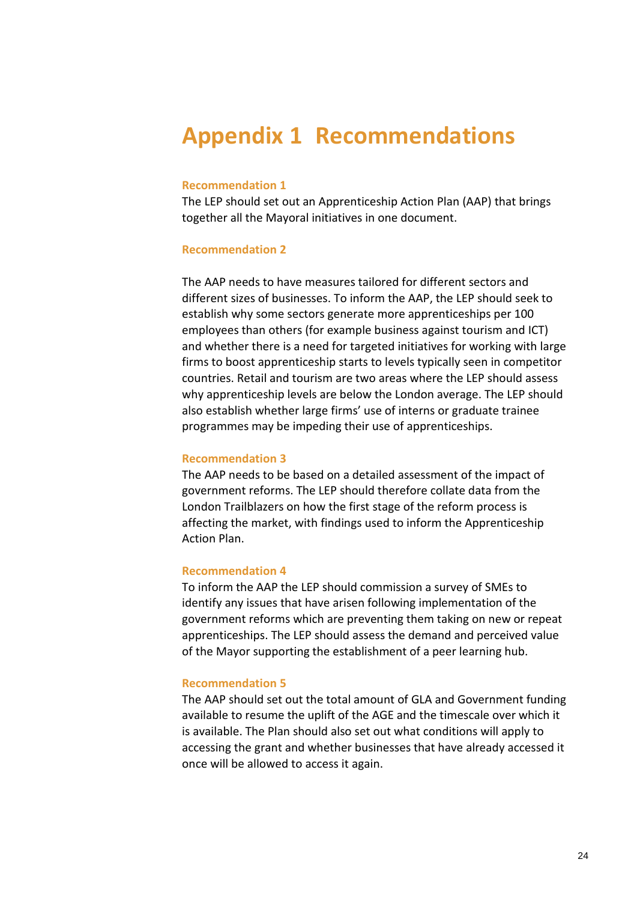# Appendix 1 Recommendations

### Recommendation 1

The LEP should set out an Apprenticeship Action Plan (AAP) that brings together all the Mayoral initiatives in one document.

### Recommendation 2

The AAP needs to have measures tailored for different sectors and different sizes of businesses. To inform the AAP, the LEP should seek to establish why some sectors generate more apprenticeships per 100 employees than others (for example business against tourism and ICT) and whether there is a need for targeted initiatives for working with large firms to boost apprenticeship starts to levels typically seen in competitor countries. Retail and tourism are two areas where the LEP should assess why apprenticeship levels are below the London average. The LEP should also establish whether large firms' use of interns or graduate trainee programmes may be impeding their use of apprenticeships.

### Recommendation 3

The AAP needs to be based on a detailed assessment of the impact of government reforms. The LEP should therefore collate data from the London Trailblazers on how the first stage of the reform process is affecting the market, with findings used to inform the Apprenticeship Action Plan.

### Recommendation 4

To inform the AAP the LEP should commission a survey of SMEs to identify any issues that have arisen following implementation of the government reforms which are preventing them taking on new or repeat apprenticeships. The LEP should assess the demand and perceived value of the Mayor supporting the establishment of a peer learning hub.

### Recommendation 5

The AAP should set out the total amount of GLA and Government funding available to resume the uplift of the AGE and the timescale over which it is available. The Plan should also set out what conditions will apply to accessing the grant and whether businesses that have already accessed it once will be allowed to access it again.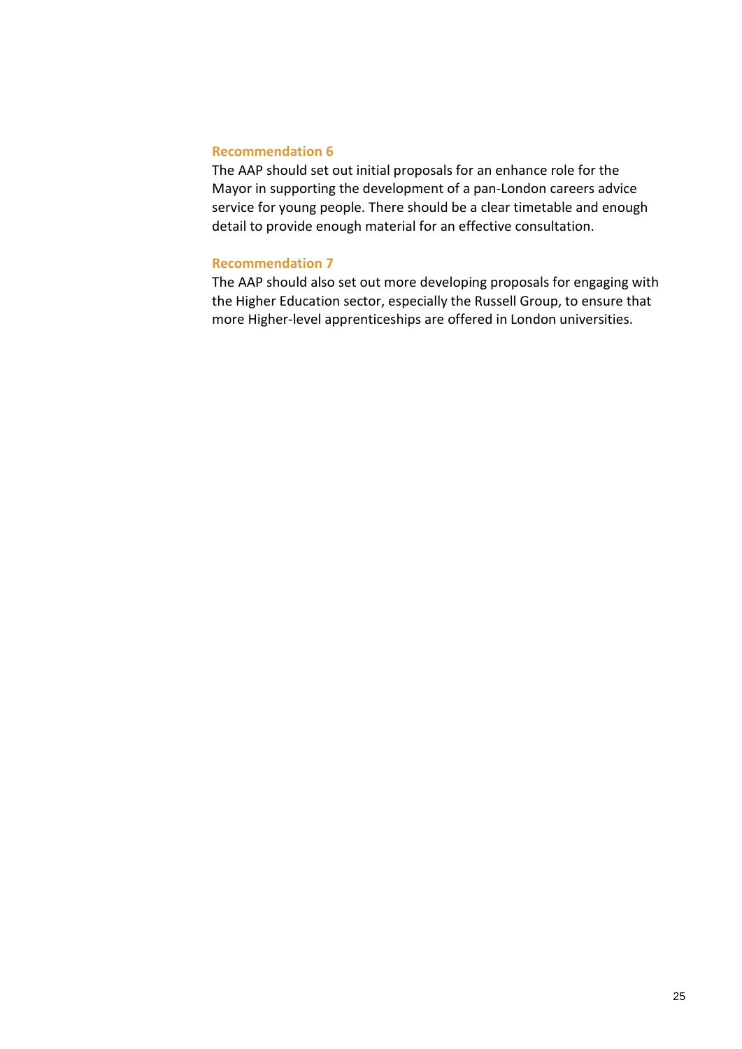**Recommendation 6**

The AAP should set out initial proposals for an enhance role for the Mayor in supporting the development of a pan-London careers advice service for young people. There should be a clear timetable and enough detail to provide enough material for an effective consultation.

**Recommendation 7**

The AAP should also set out more developing proposals for engaging with the Higher Education sector, especially the Russell Group, to ensure that more Higher-level apprenticeships are offered in London universities.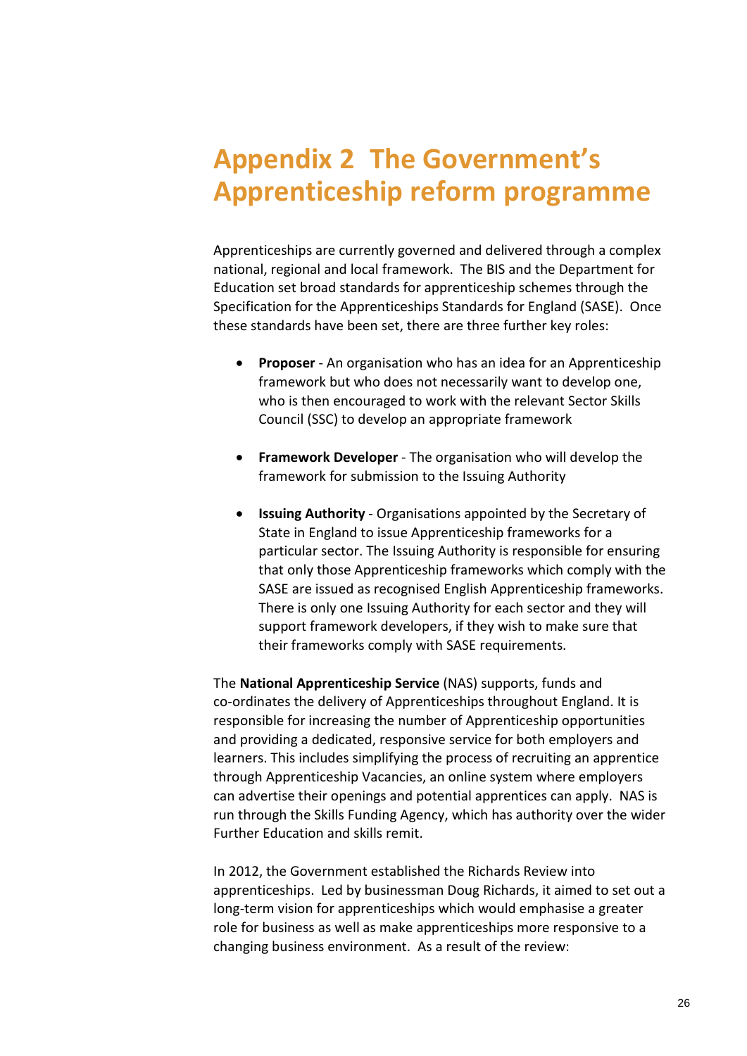# Appendix 2 The Government's Apprenticeship reform programme

Apprenticeships are currently governed and delivered through a complex national, regional and local framework. The BIS and the Department for Education set broad standards for apprenticeship schemes through the Specification for the Apprenticeships Standards for England (SASE). Once these standards have been set, there are three further key roles:

- **Proposer** - An organisation who has an idea for an Apprenticeship framework but who does not necessarily want to develop one, who is then encouraged to work with the relevant Sector Skills Council (SSC) to develop an appropriate framework

- **Framework Developer** - The organisation who will develop the framework for submission to the Issuing Authority

- **Issuing Authority** - Organisations appointed by the Secretary of State in England to issue Apprenticeship frameworks for a particular sector. The Issuing Authority is responsible for ensuring that only those Apprenticeship frameworks which comply with the SASE are issued as recognised English Apprenticeship frameworks. There is only one Issuing Authority for each sector and they will support framework developers, if they wish to make sure that their frameworks comply with SASE requirements.

The **National Apprenticeship Service** (NAS) supports, funds and co-ordinates the delivery of Apprenticeships throughout England. It is responsible for increasing the number of Apprenticeship opportunities and providing a dedicated, responsive service for both employers and learners. This includes simplifying the process of recruiting an apprentice through Apprenticeship Vacancies, an online system where employers can advertise their openings and potential apprentices can apply. NAS is run through the Skills Funding Agency, which has authority over the wider Further Education and skills remit.

In 2012, the Government established the Richards Review into apprenticeships. Led by businessman Doug Richards, it aimed to set out a long-term vision for apprenticeships which would emphasise a greater role for business as well as make apprenticeships more responsive to a changing business environment. As a result of the review: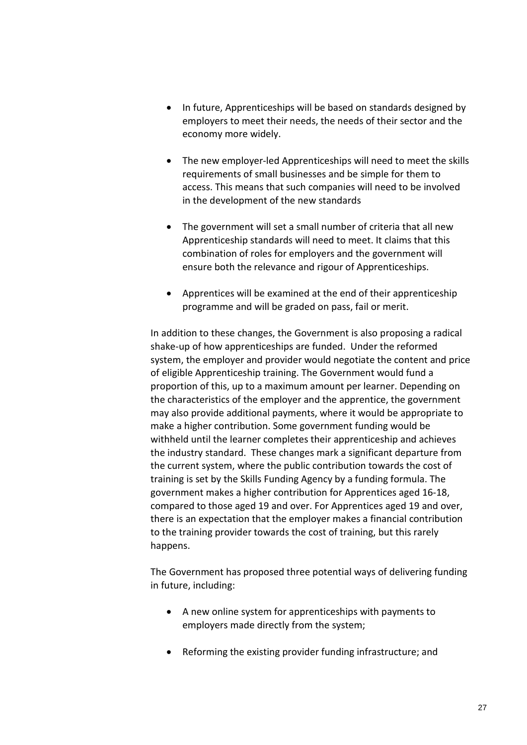- In future, Apprenticeships will be based on standards designed by employers to meet their needs, the needs of their sector and the economy more widely.

- The new employer-led Apprenticeships will need to meet the skills requirements of small businesses and be simple for them to access. This means that such companies will need to be involved in the development of the new standards

- The government will set a small number of criteria that all new Apprenticeship standards will need to meet. It claims that this combination of roles for employers and the government will ensure both the relevance and rigour of Apprenticeships.

- Apprentices will be examined at the end of their apprenticeship programme and will be graded on pass, fail or merit.

In addition to these changes, the Government is also proposing a radical shake-up of how apprenticeships are funded. Under the reformed system, the employer and provider would negotiate the content and price of eligible Apprenticeship training. The Government would fund a proportion of this, up to a maximum amount per learner. Depending on the characteristics of the employer and the apprentice, the government may also provide additional payments, where it would be appropriate to make a higher contribution. Some government funding would be withheld until the learner completes their apprenticeship and achieves the industry standard. These changes mark a significant departure from the current system, where the public contribution towards the cost of training is set by the Skills Funding Agency by a funding formula. The government makes a higher contribution for Apprentices aged 16-18, compared to those aged 19 and over. For Apprentices aged 19 and over, there is an expectation that the employer makes a financial contribution to the training provider towards the cost of training, but this rarely happens.

The Government has proposed three potential ways of delivering funding in future, including:

- A new online system for apprenticeships with payments to employers made directly from the system;

- Reforming the existing provider funding infrastructure; and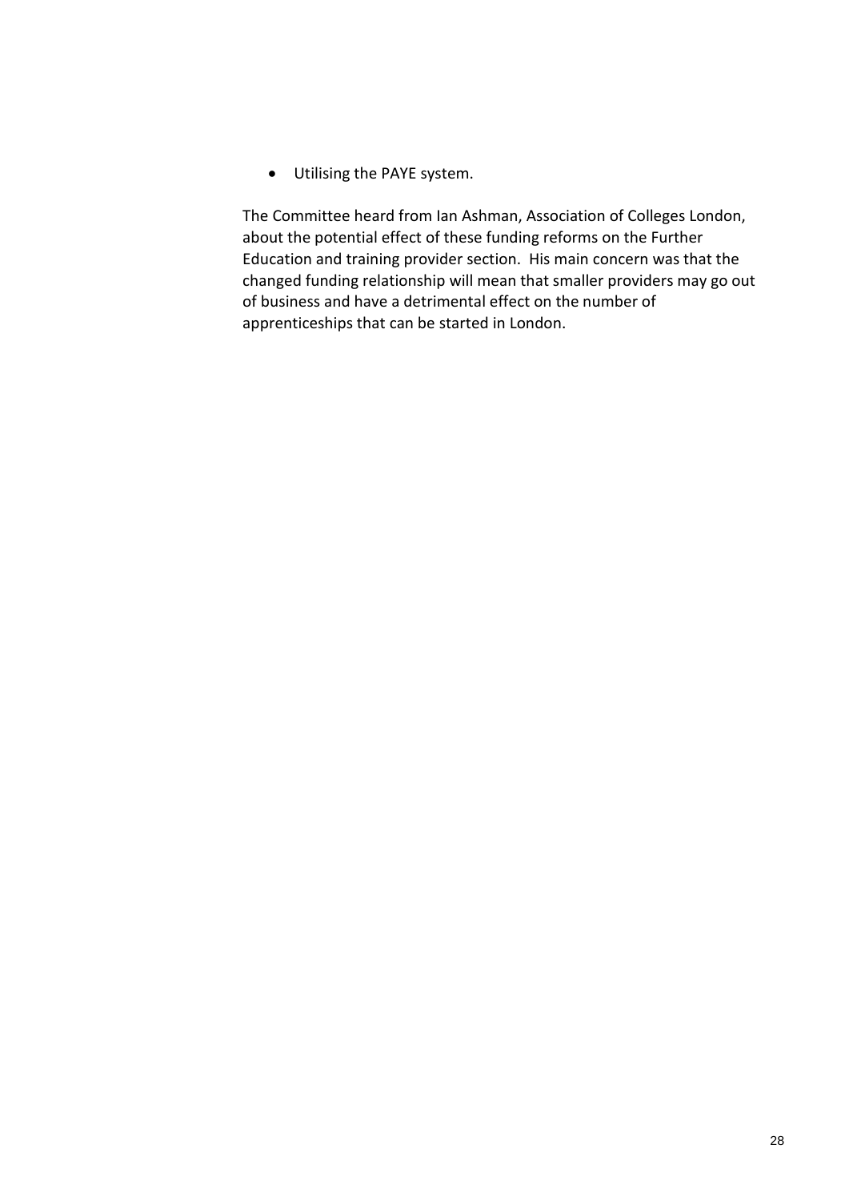- Utilising the PAYE system.

The Committee heard from Ian Ashman, Association of Colleges London, about the potential effect of these funding reforms on the Further Education and training provider section. His main concern was that the changed funding relationship will mean that smaller providers may go out of business and have a detrimental effect on the number of apprenticeships that can be started in London.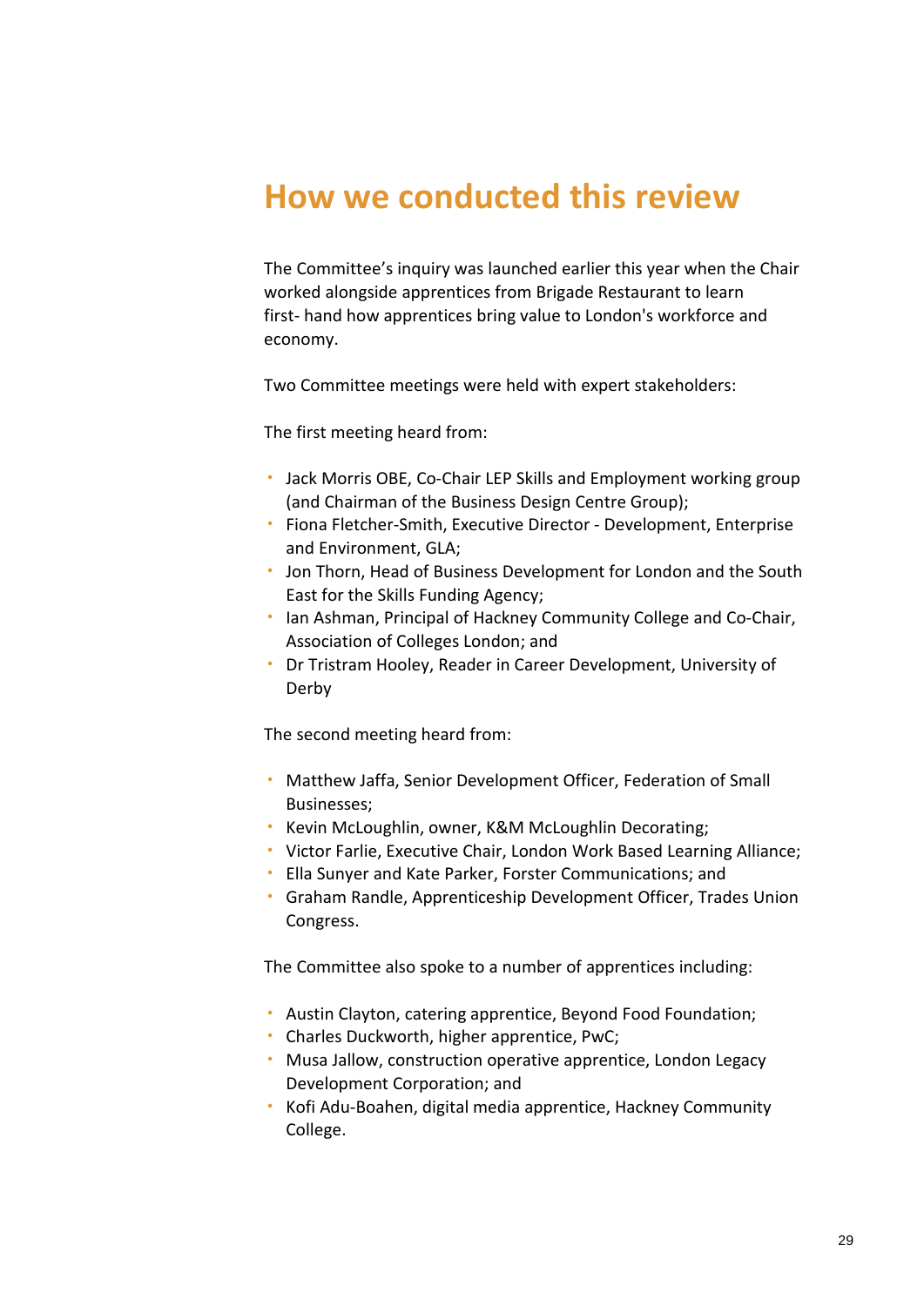# How we conducted this review

The Committee's inquiry was launched earlier this year when the Chair worked alongside apprentices from Brigade Restaurant to learn first- hand how apprentices bring value to London's workforce and economy.

Two Committee meetings were held with expert stakeholders:

The first meeting heard from:

- Jack Morris OBE, Co-Chair LEP Skills and Employment working group (and Chairman of the Business Design Centre Group);
- Fiona Fletcher-Smith, Executive Director - Development, Enterprise and Environment, GLA;
- Jon Thorn, Head of Business Development for London and the South East for the Skills Funding Agency;
- Ian Ashman, Principal of Hackney Community College and Co-Chair, Association of Colleges London; and
- Dr Tristram Hooley, Reader in Career Development, University of Derby

The second meeting heard from:

- Matthew Jaffa, Senior Development Officer, Federation of Small Businesses;
- Kevin McLoughlin, owner, K&M McLoughlin Decorating;
- Victor Farlie, Executive Chair, London Work Based Learning Alliance;
- Ella Sunyer and Kate Parker, Forster Communications; and
- Graham Randle, Apprenticeship Development Officer, Trades Union Congress.

The Committee also spoke to a number of apprentices including:

- Austin Clayton, catering apprentice, Beyond Food Foundation;
- Charles Duckworth, higher apprentice, PwC;
- Musa Jallow, construction operative apprentice, London Legacy Development Corporation; and
- Kofi Adu-Boahen, digital media apprentice, Hackney Community College.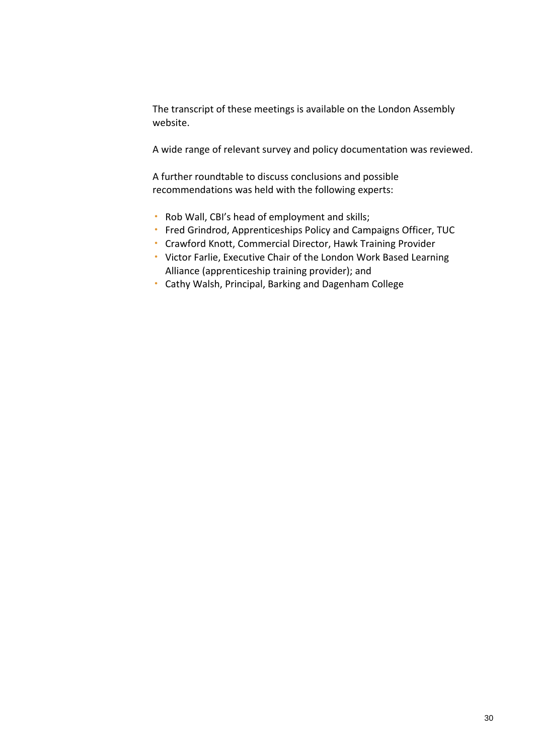The transcript of these meetings is available on the London Assembly website.

A wide range of relevant survey and policy documentation was reviewed.

A further roundtable to discuss conclusions and possible recommendations was held with the following experts:

- Rob Wall, CBI's head of employment and skills;
- Fred Grindrod, Apprenticeships Policy and Campaigns Officer, TUC
- Crawford Knott, Commercial Director, Hawk Training Provider
- Victor Farlie, Executive Chair of the London Work Based Learning Alliance (apprenticeship training provider); and
- Cathy Walsh, Principal, Barking and Dagenham College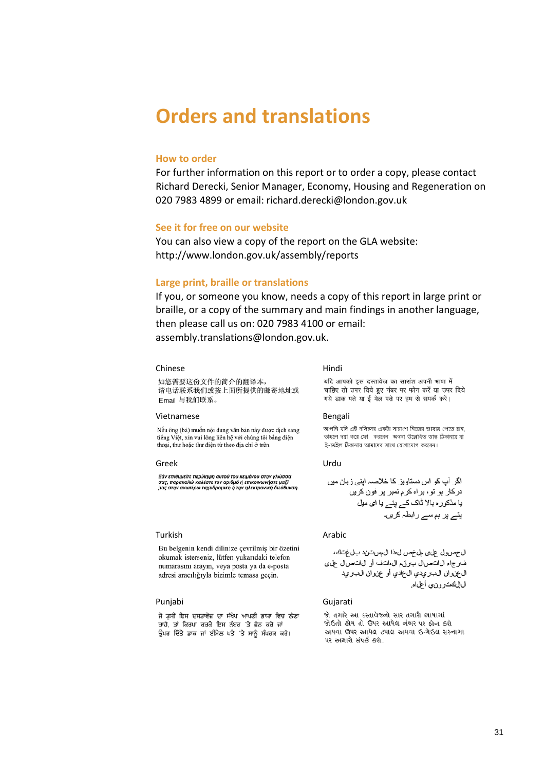# Orders and translations

## How to order

For further information on this report or to order a copy, please contact Richard Derecki, Senior Manager, Economy, Housing and Regeneration on 020 7983 4899 or email: richard.derecki@london.gov.uk

## See it for free on our website

You can also view a copy of the report on the GLA website: http://www.london.gov.uk/assembly/reports

## Large print, braille or translations

If you, or someone you know, needs a copy of this report in large print or braille, or a copy of the summary and main findings in another language, then please call us on: 020 7983 4100 or email: assembly.translations@london.gov.uk.

### Chinese

如您需要这份文件的简介的翻译本，
请电话联系我们或按上面所提供的邮寄地址或
Email 与我们联系。

### Vietnamese

Nếu ông (bà) muốn nội dung văn bản này được dịch sang tiếng Việt, xin vui lòng liên hệ với chúng tôi bằng điện thoại, thư hoặc thư điện tử theo địa chỉ ở trên.

### Greek

*Εάν επιθυμείτε περίληψη αυτού του κειμένου στην γλώσσα σας, παρακαλώ καλέστε τον αριθμό ή επικοινωνήστε μαζί μας στην ανωτέρω ταχυδρομική ή την ηλεκτρονική διεύθυνση.*

### Turkish

Bu belgenin kendi dilinize çevrilmiş bir özetini okumak isterseniz, lütfen yukarıdaki telefon numarasını arayın, veya posta ya da e-posta adresi aracılığıyla bizimle temasa geçin.

### Punjabi

ਜੇ ਤੁਸੀਂ ਇਸ ਦਸਤਾਵੇਜ਼ ਦਾ ਸੰਖੇਪ ਆਪਣੀ ਭਾਸ਼ਾ ਵਿਚ ਲੈਣਾ ਚਾਹੋ, ਤਾਂ ਕਿਰਪਾ ਕਰਕੇ ਇਸ ਨੰਬਰ 'ਤੇ ਫ਼ੋਨ ਕਰੋ ਜਾਂ ਉਪਰ ਦਿੱਤੇ ਡਾਕ ਜਾਂ ਈਮੇਲ ਪਤੇ 'ਤੇ ਸਾਨੂੰ ਸੰਪਰਕ ਕਰੋ।

### Hindi

यदि आपको इस दस्तावेज का सारांश अपनी भाषा में चाहिए तो उपर दिये हुए नंबर पर फोन करें या उपर दिये गये डाक पते या ई मेल पते पर हम से संपर्क करें।

### Bengali

আপনি যদি এই দলিলের একটা সারাংশ নিজের ভাষায় পেতে চান, তাহলে দয়া করে ফো করবেন অথবা উল্লেখিত ডাক ঠিকানায় বা ই-মেইল ঠিকানায় আমাদের সাথে যোগাযোগ করবেন।

### Urdu

اگر آپ کو اس دستاویز کا خلاصہ اپنی زبان میں
درکار ہو تو، براہ کرم نمبر پر فون کریں
یا مذکورہ بالا ڈاک کے پتے یا ای میل
پتے پر ہم سے رابطہ کریں۔

### Arabic

الحصول على ملخص لهذا المستند بلغتك،
فرجاء الاتصال برقم الهاتف أو الاتصال على
العنوان البريدي العادي أو عنوان البريد
الإلكتروني أعلاه.

### Gujarati

જો તમારે આ દસ્તાવેજનો સાર તમારી ભાષામાં જોઈતો હોય તો ઉપર આપેલ નંબર પર ફોન કરો અથવા ઉપર આપેલ ટપાલ અથવા ઈ-મેઈલ સરનામા પર અમારો સંપર્ક કરો.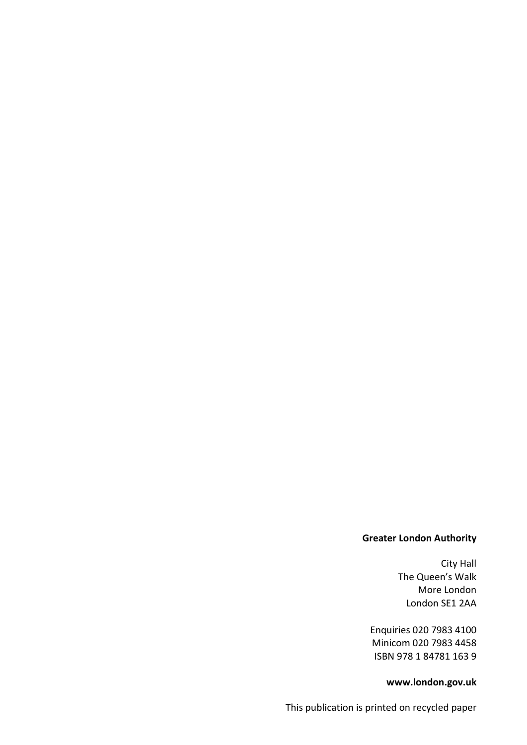**Greater London Authority**

City Hall
The Queen's Walk
More London
London SE1 2AA

Enquiries 020 7983 4100
Minicom 020 7983 4458
ISBN 978 1 84781 163 9

**www.london.gov.uk**

This publication is printed on recycled paper